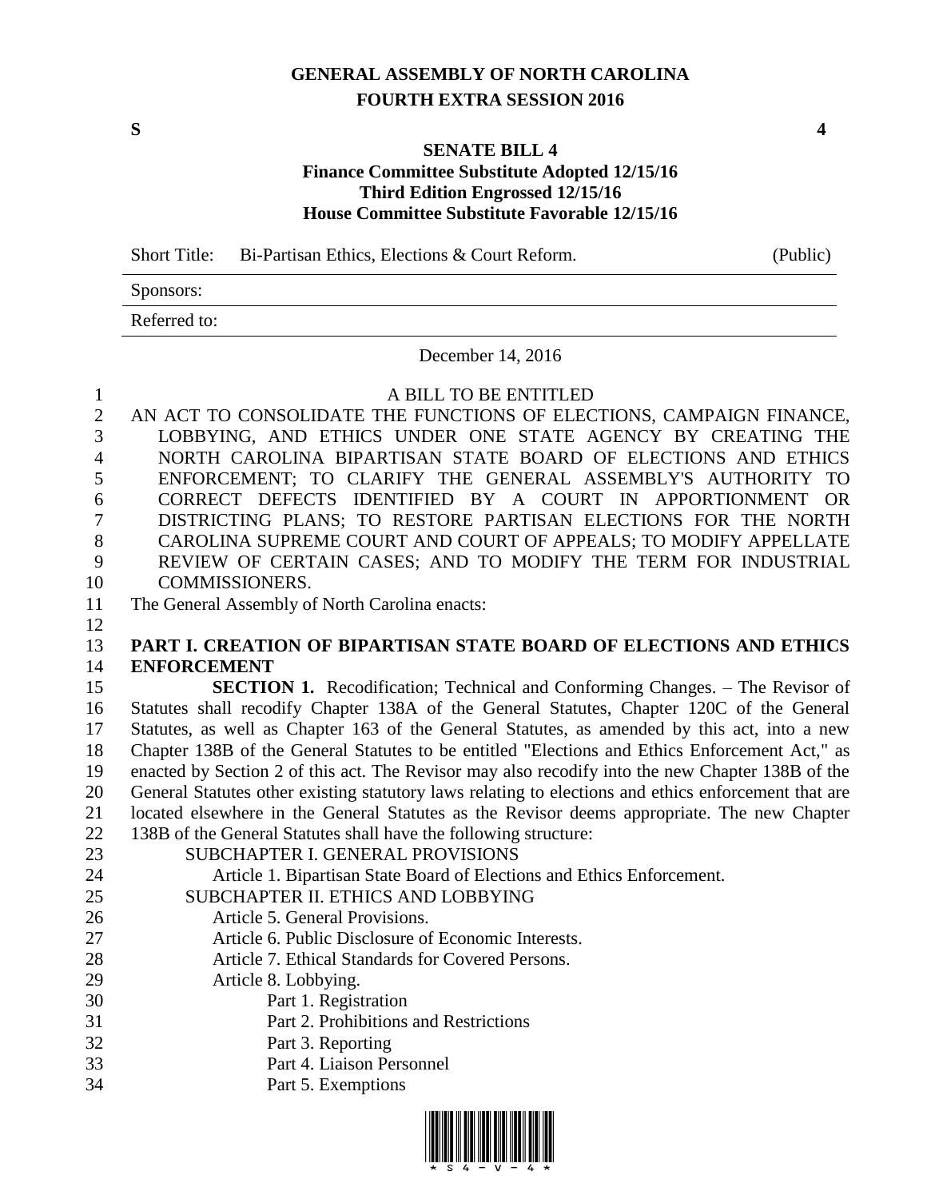# GENERAL ASSEMBLY OF NORTH CAROLINA
## FOURTH EXTRA SESSION 2016

**S** **4**

**SENATE BILL 4**
**Finance Committee Substitute Adopted 12/15/16**
**Third Edition Engrossed 12/15/16**
**House Committee Substitute Favorable 12/15/16**

| Short Title: | Bi-Partisan Ethics, Elections & Court Reform. | (Public) |
|---|---|---|
| Sponsors: | | |
| Referred to: | | |

December 14, 2016

A BILL TO BE ENTITLED

AN ACT TO CONSOLIDATE THE FUNCTIONS OF ELECTIONS, CAMPAIGN FINANCE, LOBBYING, AND ETHICS UNDER ONE STATE AGENCY BY CREATING THE NORTH CAROLINA BIPARTISAN STATE BOARD OF ELECTIONS AND ETHICS ENFORCEMENT; TO CLARIFY THE GENERAL ASSEMBLY'S AUTHORITY TO CORRECT DEFECTS IDENTIFIED BY A COURT IN APPORTIONMENT OR DISTRICTING PLANS; TO RESTORE PARTISAN ELECTIONS FOR THE NORTH CAROLINA SUPREME COURT AND COURT OF APPEALS; TO MODIFY APPELLATE REVIEW OF CERTAIN CASES; AND TO MODIFY THE TERM FOR INDUSTRIAL COMMISSIONERS.

The General Assembly of North Carolina enacts:

**PART I. CREATION OF BIPARTISAN STATE BOARD OF ELECTIONS AND ETHICS ENFORCEMENT**

**SECTION 1.** Recodification; Technical and Conforming Changes. – The Revisor of Statutes shall recodify Chapter 138A of the General Statutes, Chapter 120C of the General Statutes, as well as Chapter 163 of the General Statutes, as amended by this act, into a new Chapter 138B of the General Statutes to be entitled "Elections and Ethics Enforcement Act," as enacted by Section 2 of this act. The Revisor may also recodify into the new Chapter 138B of the General Statutes other existing statutory laws relating to elections and ethics enforcement that are located elsewhere in the General Statutes as the Revisor deems appropriate. The new Chapter 138B of the General Statutes shall have the following structure:

SUBCHAPTER I. GENERAL PROVISIONS
- Article 1. Bipartisan State Board of Elections and Ethics Enforcement.

SUBCHAPTER II. ETHICS AND LOBBYING
- Article 5. General Provisions.
- Article 6. Public Disclosure of Economic Interests.
- Article 7. Ethical Standards for Covered Persons.
- Article 8. Lobbying.
  - Part 1. Registration
  - Part 2. Prohibitions and Restrictions
  - Part 3. Reporting
  - Part 4. Liaison Personnel
  - Part 5. Exemptions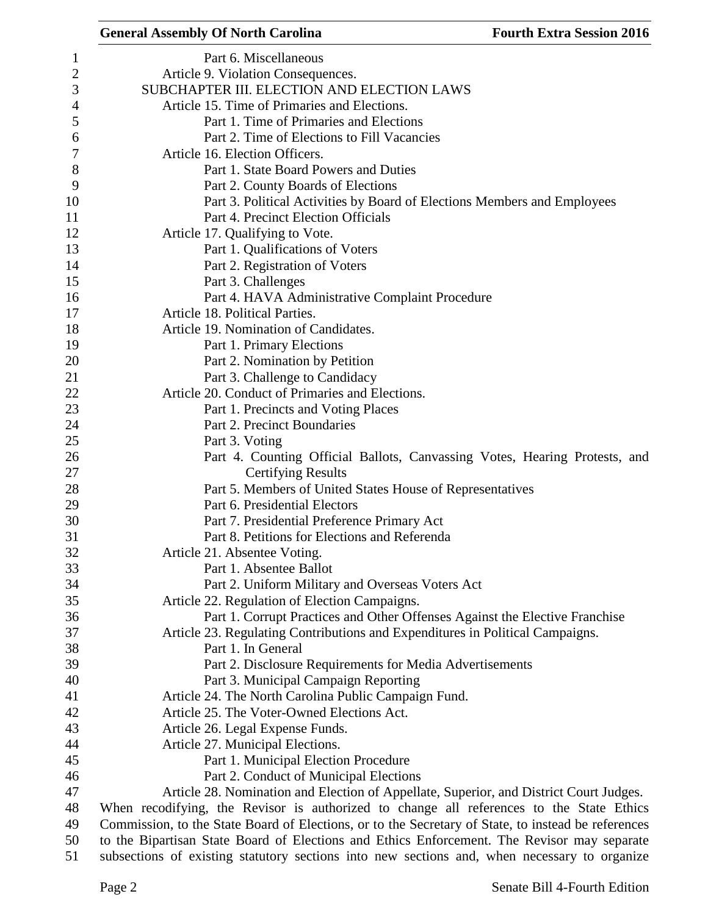Part 6. Miscellaneous

Article 9. Violation Consequences.

SUBCHAPTER III. ELECTION AND ELECTION LAWS

Article 15. Time of Primaries and Elections.

Part 1. Time of Primaries and Elections

Part 2. Time of Elections to Fill Vacancies

Article 16. Election Officers.

Part 1. State Board Powers and Duties

Part 2. County Boards of Elections

Part 3. Political Activities by Board of Elections Members and Employees

Part 4. Precinct Election Officials

Article 17. Qualifying to Vote.

Part 1. Qualifications of Voters

Part 2. Registration of Voters

Part 3. Challenges

Part 4. HAVA Administrative Complaint Procedure

Article 18. Political Parties.

Article 19. Nomination of Candidates.

Part 1. Primary Elections

Part 2. Nomination by Petition

Part 3. Challenge to Candidacy

Article 20. Conduct of Primaries and Elections.

Part 1. Precincts and Voting Places

Part 2. Precinct Boundaries

Part 3. Voting

Part 4. Counting Official Ballots, Canvassing Votes, Hearing Protests, and Certifying Results

Part 5. Members of United States House of Representatives

Part 6. Presidential Electors

Part 7. Presidential Preference Primary Act

Part 8. Petitions for Elections and Referenda

Article 21. Absentee Voting.

Part 1. Absentee Ballot

Part 2. Uniform Military and Overseas Voters Act

Article 22. Regulation of Election Campaigns.

Part 1. Corrupt Practices and Other Offenses Against the Elective Franchise

Article 23. Regulating Contributions and Expenditures in Political Campaigns.

Part 1. In General

Part 2. Disclosure Requirements for Media Advertisements

Part 3. Municipal Campaign Reporting

Article 24. The North Carolina Public Campaign Fund.

Article 25. The Voter-Owned Elections Act.

Article 26. Legal Expense Funds.

Article 27. Municipal Elections.

Part 1. Municipal Election Procedure

Part 2. Conduct of Municipal Elections

Article 28. Nomination and Election of Appellate, Superior, and District Court Judges.

When recodifying, the Revisor is authorized to change all references to the State Ethics Commission, to the State Board of Elections, or to the Secretary of State, to instead be references to the Bipartisan State Board of Elections and Ethics Enforcement. The Revisor may separate subsections of existing statutory sections into new sections and, when necessary to organize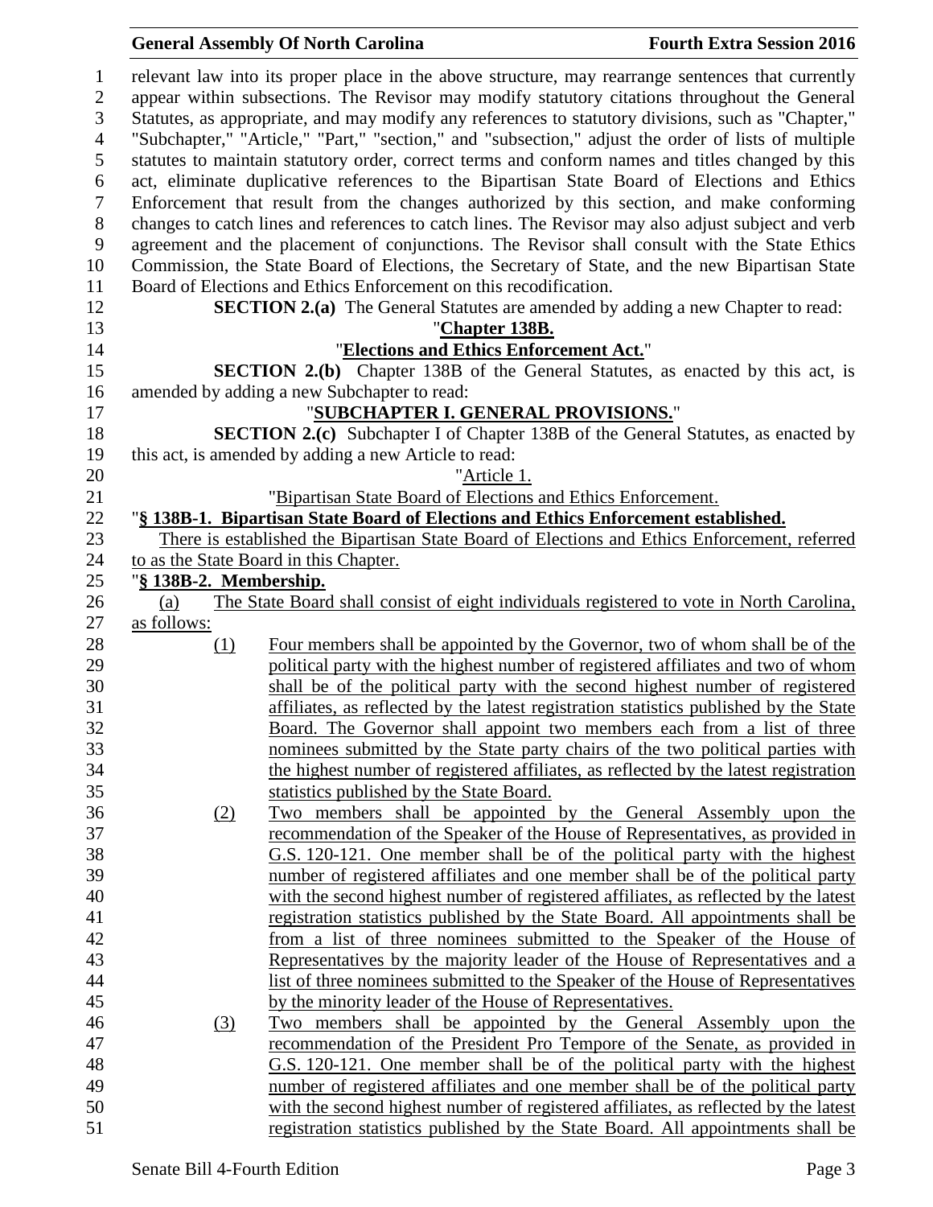relevant law into its proper place in the above structure, may rearrange sentences that currently appear within subsections. The Revisor may modify statutory citations throughout the General Statutes, as appropriate, and may modify any references to statutory divisions, such as "Chapter," "Subchapter," "Article," "Part," "section," and "subsection," adjust the order of lists of multiple statutes to maintain statutory order, correct terms and conform names and titles changed by this act, eliminate duplicative references to the Bipartisan State Board of Elections and Ethics Enforcement that result from the changes authorized by this section, and make conforming changes to catch lines and references to catch lines. The Revisor may also adjust subject and verb agreement and the placement of conjunctions. The Revisor shall consult with the State Ethics Commission, the State Board of Elections, the Secretary of State, and the new Bipartisan State Board of Elections and Ethics Enforcement on this recodification.

**SECTION 2.(a)** The General Statutes are amended by adding a new Chapter to read:

"**Chapter 138B.**

"**Elections and Ethics Enforcement Act.**"

**SECTION 2.(b)** Chapter 138B of the General Statutes, as enacted by this act, is amended by adding a new Subchapter to read:

"**SUBCHAPTER I. GENERAL PROVISIONS.**"

**SECTION 2.(c)** Subchapter I of Chapter 138B of the General Statutes, as enacted by this act, is amended by adding a new Article to read:

"Article 1.

"Bipartisan State Board of Elections and Ethics Enforcement.

"**§ 138B-1. Bipartisan State Board of Elections and Ethics Enforcement established.**

There is established the Bipartisan State Board of Elections and Ethics Enforcement, referred to as the State Board in this Chapter.

"**§ 138B-2. Membership.**

(a) The State Board shall consist of eight individuals registered to vote in North Carolina, as follows:

(1) Four members shall be appointed by the Governor, two of whom shall be of the political party with the highest number of registered affiliates and two of whom shall be of the political party with the second highest number of registered affiliates, as reflected by the latest registration statistics published by the State Board. The Governor shall appoint two members each from a list of three nominees submitted by the State party chairs of the two political parties with the highest number of registered affiliates, as reflected by the latest registration statistics published by the State Board.

(2) Two members shall be appointed by the General Assembly upon the recommendation of the Speaker of the House of Representatives, as provided in G.S. 120-121. One member shall be of the political party with the highest number of registered affiliates and one member shall be of the political party with the second highest number of registered affiliates, as reflected by the latest registration statistics published by the State Board. All appointments shall be from a list of three nominees submitted to the Speaker of the House of Representatives by the majority leader of the House of Representatives and a list of three nominees submitted to the Speaker of the House of Representatives by the minority leader of the House of Representatives.

(3) Two members shall be appointed by the General Assembly upon the recommendation of the President Pro Tempore of the Senate, as provided in G.S. 120-121. One member shall be of the political party with the highest number of registered affiliates and one member shall be of the political party with the second highest number of registered affiliates, as reflected by the latest registration statistics published by the State Board. All appointments shall be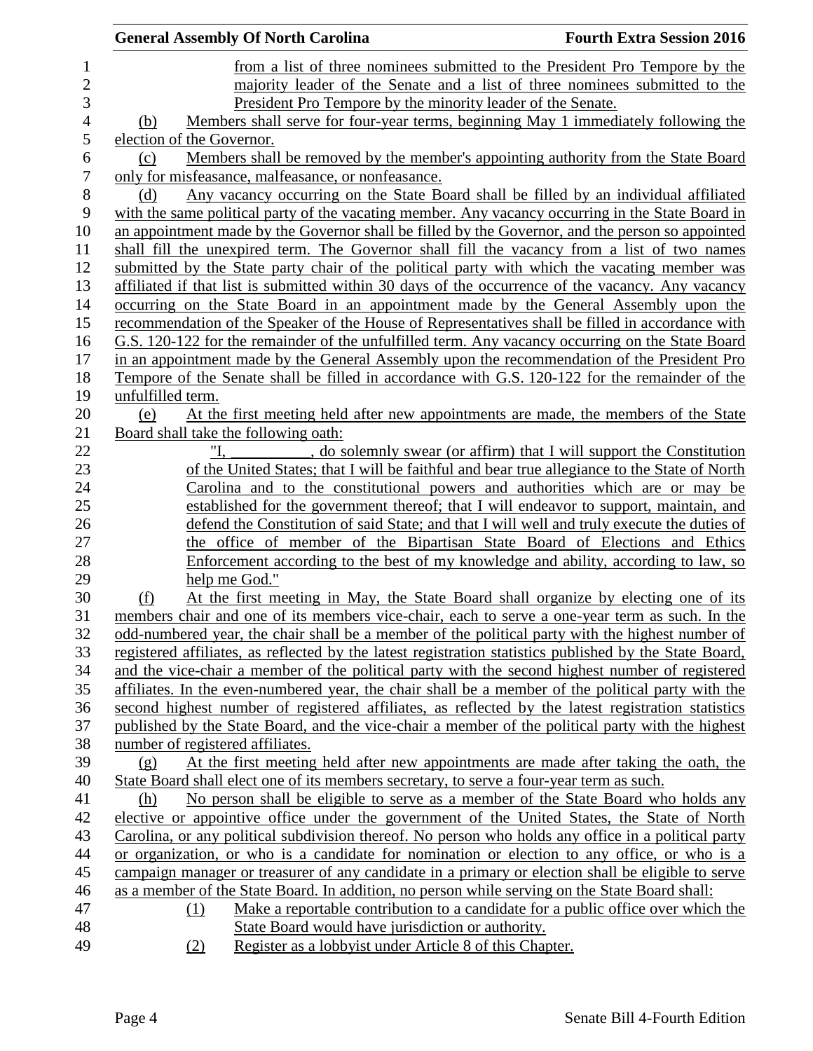from a list of three nominees submitted to the President Pro Tempore by the majority leader of the Senate and a list of three nominees submitted to the President Pro Tempore by the minority leader of the Senate.

(b) Members shall serve for four-year terms, beginning May 1 immediately following the election of the Governor.

(c) Members shall be removed by the member's appointing authority from the State Board only for misfeasance, malfeasance, or nonfeasance.

(d) Any vacancy occurring on the State Board shall be filled by an individual affiliated with the same political party of the vacating member. Any vacancy occurring in the State Board in an appointment made by the Governor shall be filled by the Governor, and the person so appointed shall fill the unexpired term. The Governor shall fill the vacancy from a list of two names submitted by the State party chair of the political party with which the vacating member was affiliated if that list is submitted within 30 days of the occurrence of the vacancy. Any vacancy occurring on the State Board in an appointment made by the General Assembly upon the recommendation of the Speaker of the House of Representatives shall be filled in accordance with G.S. 120-122 for the remainder of the unfulfilled term. Any vacancy occurring on the State Board in an appointment made by the General Assembly upon the recommendation of the President Pro Tempore of the Senate shall be filled in accordance with G.S. 120-122 for the remainder of the unfulfilled term.

(e) At the first meeting held after new appointments are made, the members of the State Board shall take the following oath:

> "I, __________, do solemnly swear (or affirm) that I will support the Constitution of the United States; that I will be faithful and bear true allegiance to the State of North Carolina and to the constitutional powers and authorities which are or may be established for the government thereof; that I will endeavor to support, maintain, and defend the Constitution of said State; and that I will well and truly execute the duties of the office of member of the Bipartisan State Board of Elections and Ethics Enforcement according to the best of my knowledge and ability, according to law, so help me God."

(f) At the first meeting in May, the State Board shall organize by electing one of its members chair and one of its members vice-chair, each to serve a one-year term as such. In the odd-numbered year, the chair shall be a member of the political party with the highest number of registered affiliates, as reflected by the latest registration statistics published by the State Board, and the vice-chair a member of the political party with the second highest number of registered affiliates. In the even-numbered year, the chair shall be a member of the political party with the second highest number of registered affiliates, as reflected by the latest registration statistics published by the State Board, and the vice-chair a member of the political party with the highest number of registered affiliates.

(g) At the first meeting held after new appointments are made after taking the oath, the State Board shall elect one of its members secretary, to serve a four-year term as such.

(h) No person shall be eligible to serve as a member of the State Board who holds any elective or appointive office under the government of the United States, the State of North Carolina, or any political subdivision thereof. No person who holds any office in a political party or organization, or who is a candidate for nomination or election to any office, or who is a campaign manager or treasurer of any candidate in a primary or election shall be eligible to serve as a member of the State Board. In addition, no person while serving on the State Board shall:

(1) Make a reportable contribution to a candidate for a public office over which the State Board would have jurisdiction or authority.

(2) Register as a lobbyist under Article 8 of this Chapter.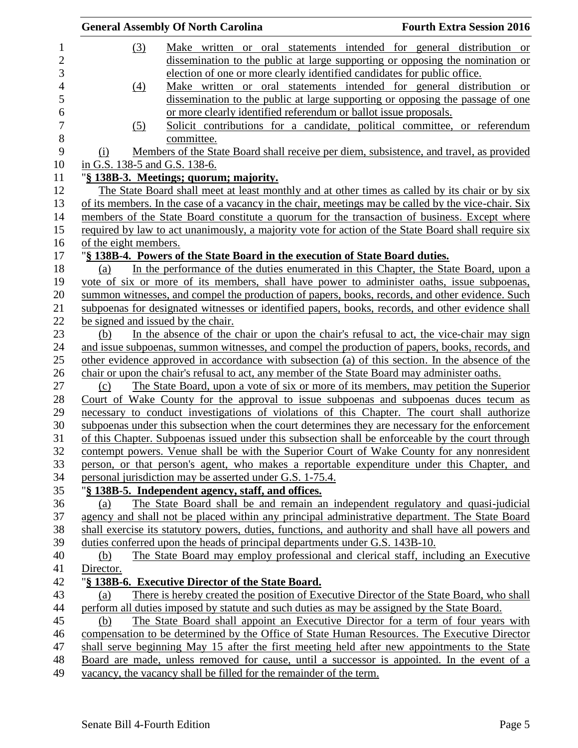(3) Make written or oral statements intended for general distribution or dissemination to the public at large supporting or opposing the nomination or election of one or more clearly identified candidates for public office.

(4) Make written or oral statements intended for general distribution or dissemination to the public at large supporting or opposing the passage of one or more clearly identified referendum or ballot issue proposals.

(5) Solicit contributions for a candidate, political committee, or referendum committee.

(i) Members of the State Board shall receive per diem, subsistence, and travel, as provided in G.S. 138-5 and G.S. 138-6.

"**§ 138B-3. Meetings; quorum; majority.**

The State Board shall meet at least monthly and at other times as called by its chair or by six of its members. In the case of a vacancy in the chair, meetings may be called by the vice-chair. Six members of the State Board constitute a quorum for the transaction of business. Except where required by law to act unanimously, a majority vote for action of the State Board shall require six of the eight members.

"**§ 138B-4. Powers of the State Board in the execution of State Board duties.**

(a) In the performance of the duties enumerated in this Chapter, the State Board, upon a vote of six or more of its members, shall have power to administer oaths, issue subpoenas, summon witnesses, and compel the production of papers, books, records, and other evidence. Such subpoenas for designated witnesses or identified papers, books, records, and other evidence shall be signed and issued by the chair.

(b) In the absence of the chair or upon the chair's refusal to act, the vice-chair may sign and issue subpoenas, summon witnesses, and compel the production of papers, books, records, and other evidence approved in accordance with subsection (a) of this section. In the absence of the chair or upon the chair's refusal to act, any member of the State Board may administer oaths.

(c) The State Board, upon a vote of six or more of its members, may petition the Superior Court of Wake County for the approval to issue subpoenas and subpoenas duces tecum as necessary to conduct investigations of violations of this Chapter. The court shall authorize subpoenas under this subsection when the court determines they are necessary for the enforcement of this Chapter. Subpoenas issued under this subsection shall be enforceable by the court through contempt powers. Venue shall be with the Superior Court of Wake County for any nonresident person, or that person's agent, who makes a reportable expenditure under this Chapter, and personal jurisdiction may be asserted under G.S. 1-75.4.

"**§ 138B-5. Independent agency, staff, and offices.**

(a) The State Board shall be and remain an independent regulatory and quasi-judicial agency and shall not be placed within any principal administrative department. The State Board shall exercise its statutory powers, duties, functions, and authority and shall have all powers and duties conferred upon the heads of principal departments under G.S. 143B-10.

(b) The State Board may employ professional and clerical staff, including an Executive Director.

"**§ 138B-6. Executive Director of the State Board.**

(a) There is hereby created the position of Executive Director of the State Board, who shall perform all duties imposed by statute and such duties as may be assigned by the State Board.

(b) The State Board shall appoint an Executive Director for a term of four years with compensation to be determined by the Office of State Human Resources. The Executive Director shall serve beginning May 15 after the first meeting held after new appointments to the State Board are made, unless removed for cause, until a successor is appointed. In the event of a vacancy, the vacancy shall be filled for the remainder of the term.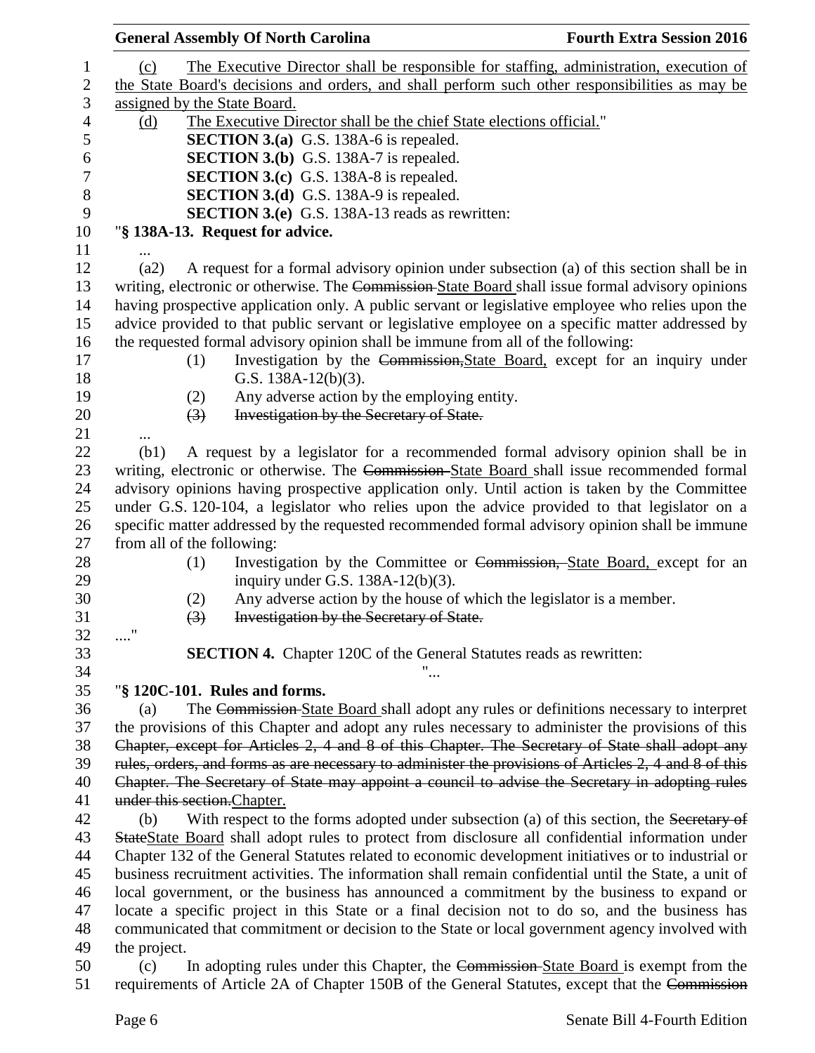(c) The Executive Director shall be responsible for staffing, administration, execution of the State Board's decisions and orders, and shall perform such other responsibilities as may be assigned by the State Board.

(d) The Executive Director shall be the chief State elections official."

**SECTION 3.(a)** G.S. 138A-6 is repealed.

**SECTION 3.(b)** G.S. 138A-7 is repealed.

**SECTION 3.(c)** G.S. 138A-8 is repealed.

**SECTION 3.(d)** G.S. 138A-9 is repealed.

**SECTION 3.(e)** G.S. 138A-13 reads as rewritten:

"**§ 138A-13. Request for advice.**

...

(a2) A request for a formal advisory opinion under subsection (a) of this section shall be in writing, electronic or otherwise. The ~~Commission~~ State Board shall issue formal advisory opinions having prospective application only. A public servant or legislative employee who relies upon the advice provided to that public servant or legislative employee on a specific matter addressed by the requested formal advisory opinion shall be immune from all of the following:

(1) Investigation by the ~~Commission,~~State Board, except for an inquiry under G.S. 138A-12(b)(3).

(2) Any adverse action by the employing entity.

~~(3) Investigation by the Secretary of State.~~

...

(b1) A request by a legislator for a recommended formal advisory opinion shall be in writing, electronic or otherwise. The ~~Commission~~ State Board shall issue recommended formal advisory opinions having prospective application only. Until action is taken by the Committee under G.S. 120-104, a legislator who relies upon the advice provided to that legislator on a specific matter addressed by the requested recommended formal advisory opinion shall be immune from all of the following:

(1) Investigation by the Committee or ~~Commission,~~ State Board, except for an inquiry under G.S. 138A-12(b)(3).

(2) Any adverse action by the house of which the legislator is a member.

~~(3) Investigation by the Secretary of State.~~

...."

**SECTION 4.** Chapter 120C of the General Statutes reads as rewritten:

"...

"**§ 120C-101. Rules and forms.**

(a) The ~~Commission~~ State Board shall adopt any rules or definitions necessary to interpret the provisions of this Chapter and adopt any rules necessary to administer the provisions of this ~~Chapter, except for Articles 2, 4 and 8 of this Chapter. The Secretary of State shall adopt any rules, orders, and forms as are necessary to administer the provisions of Articles 2, 4 and 8 of this Chapter. The Secretary of State may appoint a council to advise the Secretary in adopting rules under this section.~~Chapter.

(b) With respect to the forms adopted under subsection (a) of this section, the ~~Secretary of State~~State Board shall adopt rules to protect from disclosure all confidential information under Chapter 132 of the General Statutes related to economic development initiatives or to industrial or business recruitment activities. The information shall remain confidential until the State, a unit of local government, or the business has announced a commitment by the business to expand or locate a specific project in this State or a final decision not to do so, and the business has communicated that commitment or decision to the State or local government agency involved with the project.

(c) In adopting rules under this Chapter, the ~~Commission~~ State Board is exempt from the requirements of Article 2A of Chapter 150B of the General Statutes, except that the ~~Commission~~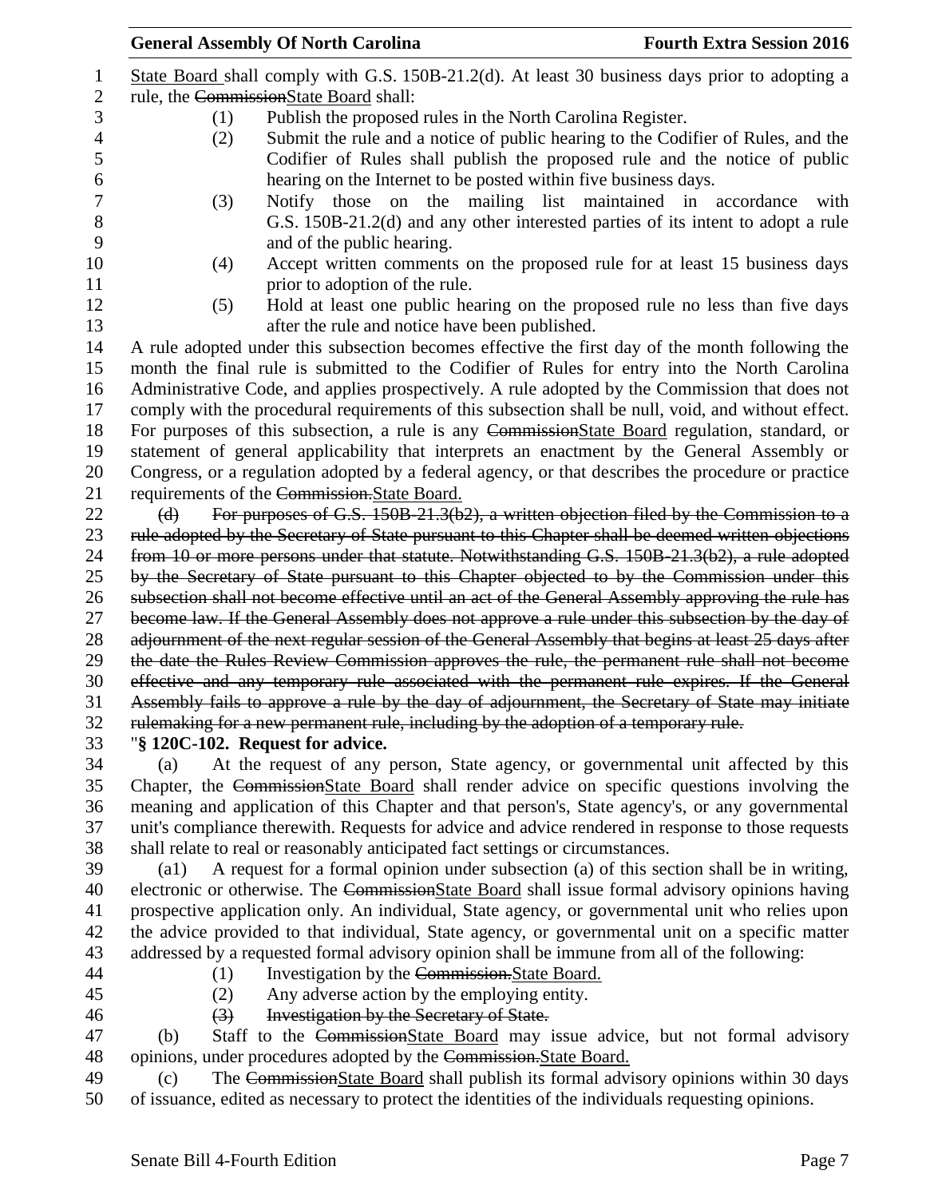<u>State Board</u> shall comply with G.S. 150B-21.2(d). At least 30 business days prior to adopting a rule, the ~~Commission~~<u>State Board</u> shall:

(1) Publish the proposed rules in the North Carolina Register.

(2) Submit the rule and a notice of public hearing to the Codifier of Rules, and the Codifier of Rules shall publish the proposed rule and the notice of public hearing on the Internet to be posted within five business days.

(3) Notify those on the mailing list maintained in accordance with G.S. 150B-21.2(d) and any other interested parties of its intent to adopt a rule and of the public hearing.

(4) Accept written comments on the proposed rule for at least 15 business days prior to adoption of the rule.

(5) Hold at least one public hearing on the proposed rule no less than five days after the rule and notice have been published.

A rule adopted under this subsection becomes effective the first day of the month following the month the final rule is submitted to the Codifier of Rules for entry into the North Carolina Administrative Code, and applies prospectively. A rule adopted by the Commission that does not comply with the procedural requirements of this subsection shall be null, void, and without effect. For purposes of this subsection, a rule is any ~~Commission~~<u>State Board</u> regulation, standard, or statement of general applicability that interprets an enactment by the General Assembly or Congress, or a regulation adopted by a federal agency, or that describes the procedure or practice requirements of the ~~Commission.~~<u>State Board.</u>

~~(d) For purposes of G.S. 150B-21.3(b2), a written objection filed by the Commission to a rule adopted by the Secretary of State pursuant to this Chapter shall be deemed written objections from 10 or more persons under that statute. Notwithstanding G.S. 150B-21.3(b2), a rule adopted by the Secretary of State pursuant to this Chapter objected to by the Commission under this subsection shall not become effective until an act of the General Assembly approving the rule has become law. If the General Assembly does not approve a rule under this subsection by the day of adjournment of the next regular session of the General Assembly that begins at least 25 days after the date the Rules Review Commission approves the rule, the permanent rule shall not become effective and any temporary rule associated with the permanent rule expires. If the General Assembly fails to approve a rule by the day of adjournment, the Secretary of State may initiate rulemaking for a new permanent rule, including by the adoption of a temporary rule.~~

"**§ 120C-102. Request for advice.**

(a) At the request of any person, State agency, or governmental unit affected by this Chapter, the ~~Commission~~<u>State Board</u> shall render advice on specific questions involving the meaning and application of this Chapter and that person's, State agency's, or any governmental unit's compliance therewith. Requests for advice and advice rendered in response to those requests shall relate to real or reasonably anticipated fact settings or circumstances.

(a1) A request for a formal opinion under subsection (a) of this section shall be in writing, electronic or otherwise. The ~~Commission~~<u>State Board</u> shall issue formal advisory opinions having prospective application only. An individual, State agency, or governmental unit who relies upon the advice provided to that individual, State agency, or governmental unit on a specific matter addressed by a requested formal advisory opinion shall be immune from all of the following:

(1) Investigation by the ~~Commission.~~<u>State Board.</u>

(2) Any adverse action by the employing entity.

~~(3) Investigation by the Secretary of State.~~

(b) Staff to the ~~Commission~~<u>State Board</u> may issue advice, but not formal advisory opinions, under procedures adopted by the ~~Commission.~~<u>State Board.</u>

(c) The ~~Commission~~<u>State Board</u> shall publish its formal advisory opinions within 30 days of issuance, edited as necessary to protect the identities of the individuals requesting opinions.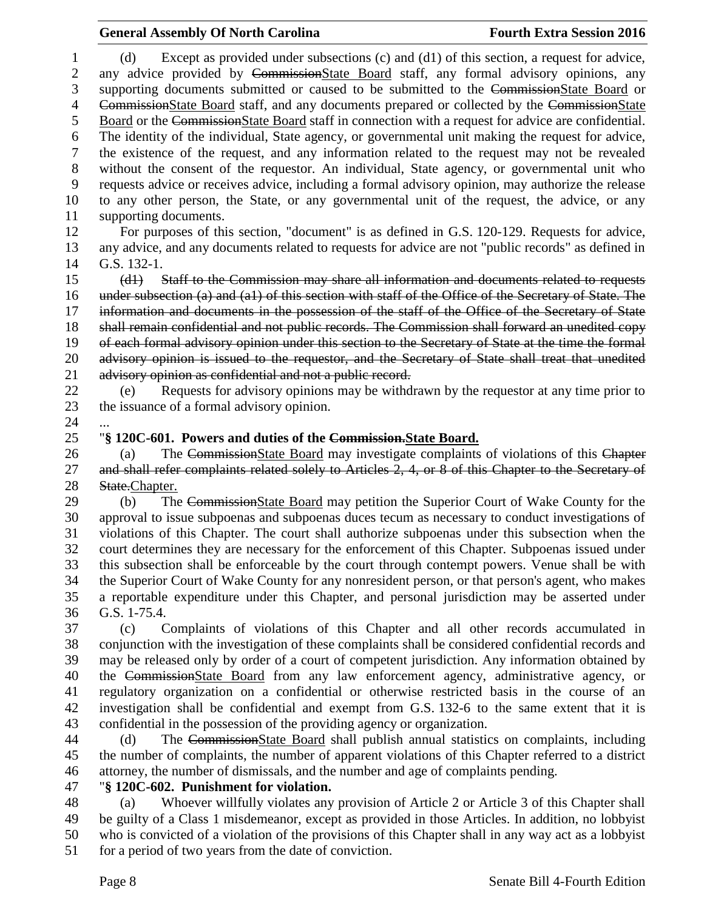(d) Except as provided under subsections (c) and (d1) of this section, a request for advice, any advice provided by ~~Commission~~State Board staff, any formal advisory opinions, any supporting documents submitted or caused to be submitted to the ~~Commission~~State Board or ~~Commission~~State Board staff, and any documents prepared or collected by the ~~Commission~~State Board or the ~~Commission~~State Board staff in connection with a request for advice are confidential. The identity of the individual, State agency, or governmental unit making the request for advice, the existence of the request, and any information related to the request may not be revealed without the consent of the requestor. An individual, State agency, or governmental unit who requests advice or receives advice, including a formal advisory opinion, may authorize the release to any other person, the State, or any governmental unit of the request, the advice, or any supporting documents.

For purposes of this section, "document" is as defined in G.S. 120-129. Requests for advice, any advice, and any documents related to requests for advice are not "public records" as defined in G.S. 132-1.

~~(d1) Staff to the Commission may share all information and documents related to requests under subsection (a) and (a1) of this section with staff of the Office of the Secretary of State. The information and documents in the possession of the staff of the Office of the Secretary of State shall remain confidential and not public records. The Commission shall forward an unedited copy of each formal advisory opinion under this section to the Secretary of State at the time the formal advisory opinion is issued to the requestor, and the Secretary of State shall treat that unedited advisory opinion as confidential and not a public record.~~

(e) Requests for advisory opinions may be withdrawn by the requestor at any time prior to the issuance of a formal advisory opinion.

...

"**§ 120C-601. Powers and duties of the ~~Commission.~~State Board.**

(a) The ~~Commission~~State Board may investigate complaints of violations of this ~~Chapter and shall refer complaints related solely to Articles 2, 4, or 8 of this Chapter to the Secretary of State.~~Chapter.

(b) The ~~Commission~~State Board may petition the Superior Court of Wake County for the approval to issue subpoenas and subpoenas duces tecum as necessary to conduct investigations of violations of this Chapter. The court shall authorize subpoenas under this subsection when the court determines they are necessary for the enforcement of this Chapter. Subpoenas issued under this subsection shall be enforceable by the court through contempt powers. Venue shall be with the Superior Court of Wake County for any nonresident person, or that person's agent, who makes a reportable expenditure under this Chapter, and personal jurisdiction may be asserted under G.S. 1-75.4.

(c) Complaints of violations of this Chapter and all other records accumulated in conjunction with the investigation of these complaints shall be considered confidential records and may be released only by order of a court of competent jurisdiction. Any information obtained by the ~~Commission~~State Board from any law enforcement agency, administrative agency, or regulatory organization on a confidential or otherwise restricted basis in the course of an investigation shall be confidential and exempt from G.S. 132-6 to the same extent that it is confidential in the possession of the providing agency or organization.

(d) The ~~Commission~~State Board shall publish annual statistics on complaints, including the number of complaints, the number of apparent violations of this Chapter referred to a district attorney, the number of dismissals, and the number and age of complaints pending.

"**§ 120C-602. Punishment for violation.**

(a) Whoever willfully violates any provision of Article 2 or Article 3 of this Chapter shall be guilty of a Class 1 misdemeanor, except as provided in those Articles. In addition, no lobbyist who is convicted of a violation of the provisions of this Chapter shall in any way act as a lobbyist for a period of two years from the date of conviction.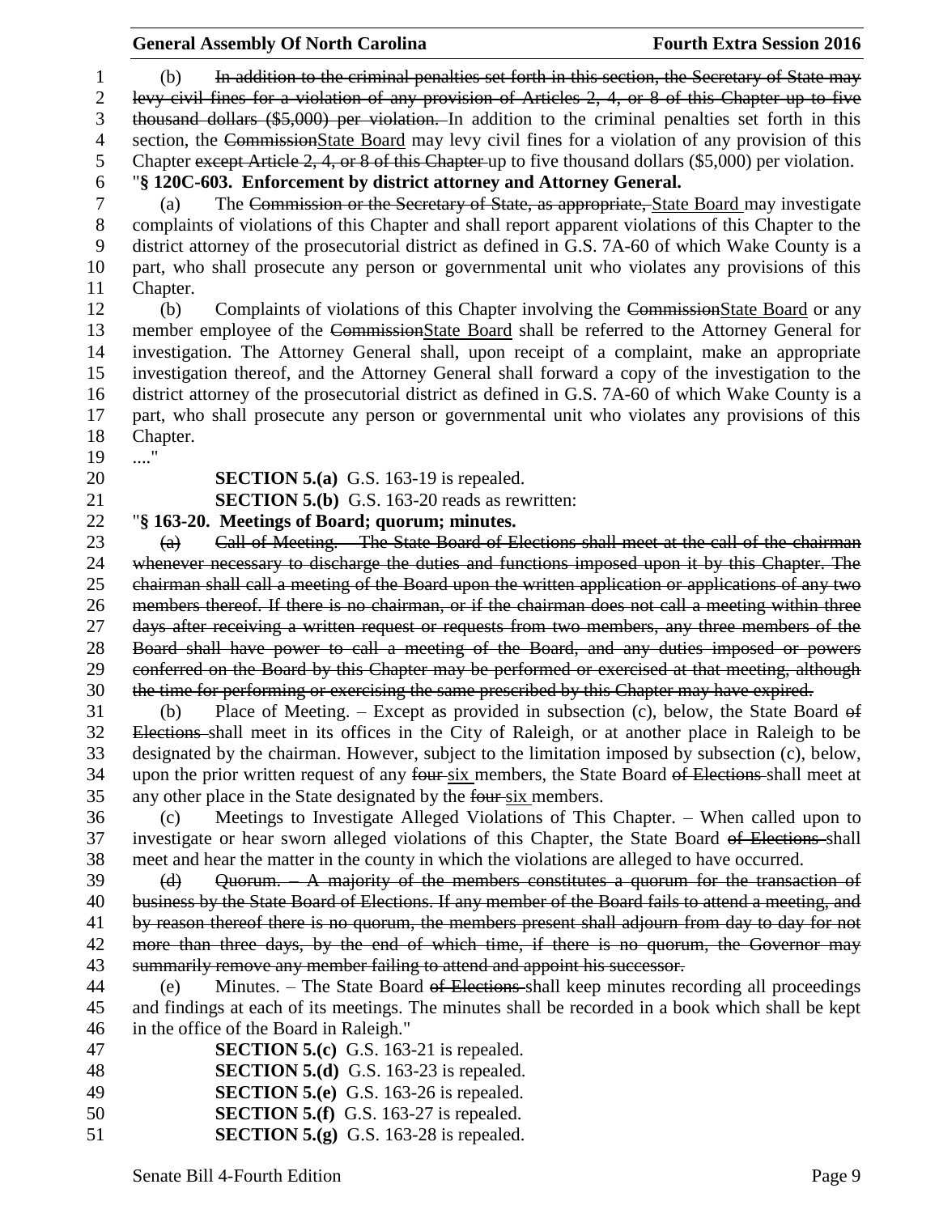(b) ~~In addition to the criminal penalties set forth in this section, the Secretary of State may levy civil fines for a violation of any provision of Articles 2, 4, or 8 of this Chapter up to five thousand dollars ($5,000) per violation.~~ In addition to the criminal penalties set forth in this section, the ~~Commission~~State Board may levy civil fines for a violation of any provision of this Chapter ~~except Article 2, 4, or 8 of this Chapter~~ up to five thousand dollars ($5,000) per violation.

"**§ 120C-603. Enforcement by district attorney and Attorney General.**

(a) The ~~Commission or the Secretary of State, as appropriate,~~ State Board may investigate complaints of violations of this Chapter and shall report apparent violations of this Chapter to the district attorney of the prosecutorial district as defined in G.S. 7A-60 of which Wake County is a part, who shall prosecute any person or governmental unit who violates any provisions of this Chapter.

(b) Complaints of violations of this Chapter involving the ~~Commission~~State Board or any member employee of the ~~Commission~~State Board shall be referred to the Attorney General for investigation. The Attorney General shall, upon receipt of a complaint, make an appropriate investigation thereof, and the Attorney General shall forward a copy of the investigation to the district attorney of the prosecutorial district as defined in G.S. 7A-60 of which Wake County is a part, who shall prosecute any person or governmental unit who violates any provisions of this Chapter.

...."

**SECTION 5.(a)** G.S. 163-19 is repealed.

**SECTION 5.(b)** G.S. 163-20 reads as rewritten:

"**§ 163-20. Meetings of Board; quorum; minutes.**

~~(a) Call of Meeting. – The State Board of Elections shall meet at the call of the chairman whenever necessary to discharge the duties and functions imposed upon it by this Chapter. The chairman shall call a meeting of the Board upon the written application or applications of any two members thereof. If there is no chairman, or if the chairman does not call a meeting within three days after receiving a written request or requests from two members, any three members of the Board shall have power to call a meeting of the Board, and any duties imposed or powers conferred on the Board by this Chapter may be performed or exercised at that meeting, although the time for performing or exercising the same prescribed by this Chapter may have expired.~~

(b) Place of Meeting. – Except as provided in subsection (c), below, the State Board ~~of Elections~~ shall meet in its offices in the City of Raleigh, or at another place in Raleigh to be designated by the chairman. However, subject to the limitation imposed by subsection (c), below, upon the prior written request of any ~~four~~ six members, the State Board ~~of Elections~~ shall meet at any other place in the State designated by the ~~four~~ six members.

(c) Meetings to Investigate Alleged Violations of This Chapter. – When called upon to investigate or hear sworn alleged violations of this Chapter, the State Board ~~of Elections~~ shall meet and hear the matter in the county in which the violations are alleged to have occurred.

~~(d) Quorum. – A majority of the members constitutes a quorum for the transaction of business by the State Board of Elections. If any member of the Board fails to attend a meeting, and by reason thereof there is no quorum, the members present shall adjourn from day to day for not more than three days, by the end of which time, if there is no quorum, the Governor may summarily remove any member failing to attend and appoint his successor.~~

(e) Minutes. – The State Board ~~of Elections~~ shall keep minutes recording all proceedings and findings at each of its meetings. The minutes shall be recorded in a book which shall be kept in the office of the Board in Raleigh."

**SECTION 5.(c)** G.S. 163-21 is repealed.

**SECTION 5.(d)** G.S. 163-23 is repealed.

**SECTION 5.(e)** G.S. 163-26 is repealed.

**SECTION 5.(f)** G.S. 163-27 is repealed.

**SECTION 5.(g)** G.S. 163-28 is repealed.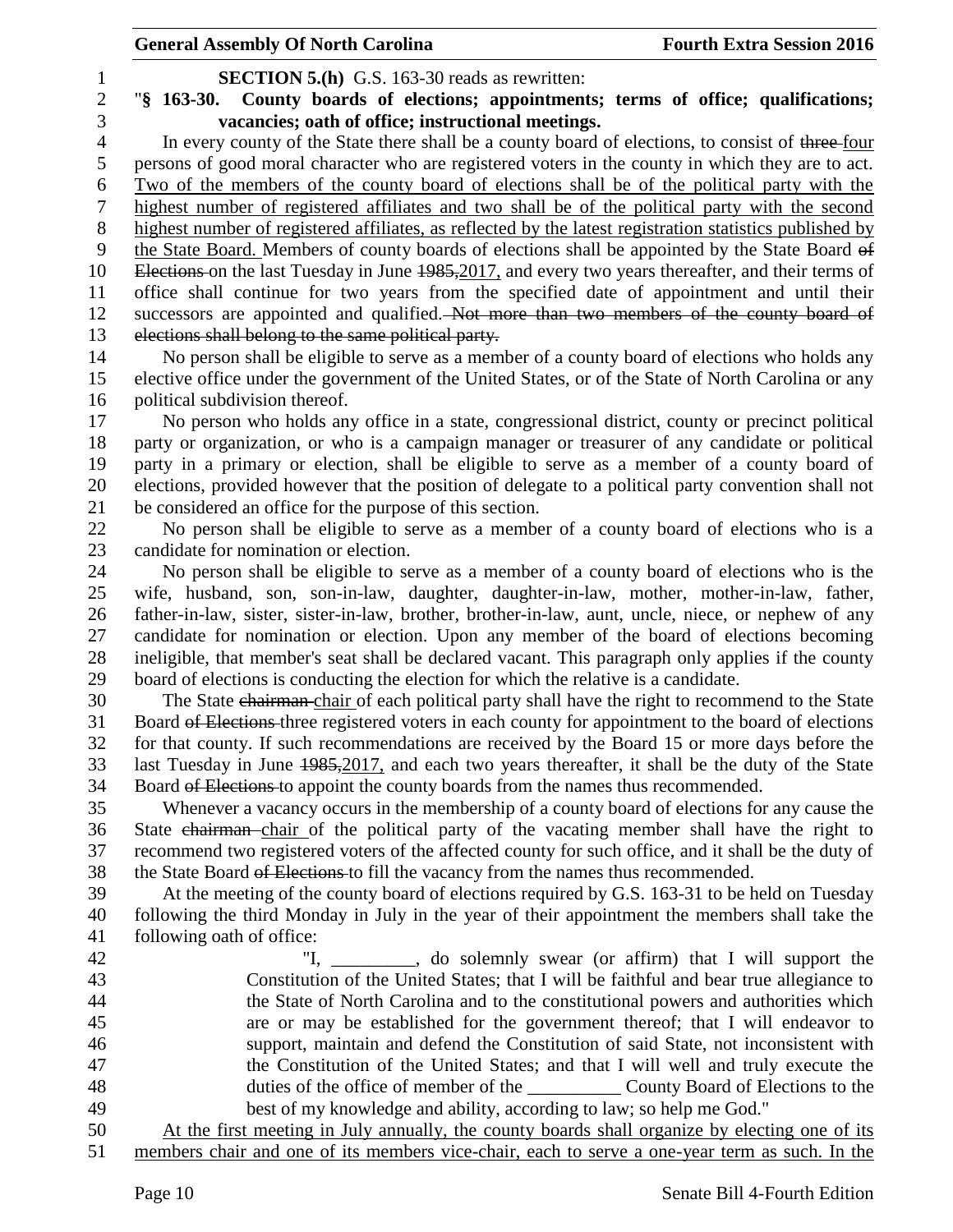**SECTION 5.(h)** G.S. 163-30 reads as rewritten:

"**§ 163-30. County boards of elections; appointments; terms of office; qualifications; vacancies; oath of office; instructional meetings.**

In every county of the State there shall be a county board of elections, to consist of ~~three~~ four persons of good moral character who are registered voters in the county in which they are to act. Two of the members of the county board of elections shall be of the political party with the highest number of registered affiliates and two shall be of the political party with the second highest number of registered affiliates, as reflected by the latest registration statistics published by the State Board. Members of county boards of elections shall be appointed by the State Board ~~of Elections~~ on the last Tuesday in June ~~1985,~~2017, and every two years thereafter, and their terms of office shall continue for two years from the specified date of appointment and until their successors are appointed and qualified. ~~Not more than two members of the county board of elections shall belong to the same political party.~~

No person shall be eligible to serve as a member of a county board of elections who holds any elective office under the government of the United States, or of the State of North Carolina or any political subdivision thereof.

No person who holds any office in a state, congressional district, county or precinct political party or organization, or who is a campaign manager or treasurer of any candidate or political party in a primary or election, shall be eligible to serve as a member of a county board of elections, provided however that the position of delegate to a political party convention shall not be considered an office for the purpose of this section.

No person shall be eligible to serve as a member of a county board of elections who is a candidate for nomination or election.

No person shall be eligible to serve as a member of a county board of elections who is the wife, husband, son, son-in-law, daughter, daughter-in-law, mother, mother-in-law, father, father-in-law, sister, sister-in-law, brother, brother-in-law, aunt, uncle, niece, or nephew of any candidate for nomination or election. Upon any member of the board of elections becoming ineligible, that member's seat shall be declared vacant. This paragraph only applies if the county board of elections is conducting the election for which the relative is a candidate.

The State ~~chairman~~ chair of each political party shall have the right to recommend to the State Board ~~of Elections~~ three registered voters in each county for appointment to the board of elections for that county. If such recommendations are received by the Board 15 or more days before the last Tuesday in June ~~1985,~~2017, and each two years thereafter, it shall be the duty of the State Board ~~of Elections~~ to appoint the county boards from the names thus recommended.

Whenever a vacancy occurs in the membership of a county board of elections for any cause the State ~~chairman~~ chair of the political party of the vacating member shall have the right to recommend two registered voters of the affected county for such office, and it shall be the duty of the State Board ~~of Elections~~ to fill the vacancy from the names thus recommended.

At the meeting of the county board of elections required by G.S. 163-31 to be held on Tuesday following the third Monday in July in the year of their appointment the members shall take the following oath of office:

> "I, _________, do solemnly swear (or affirm) that I will support the Constitution of the United States; that I will be faithful and bear true allegiance to the State of North Carolina and to the constitutional powers and authorities which are or may be established for the government thereof; that I will endeavor to support, maintain and defend the Constitution of said State, not inconsistent with the Constitution of the United States; and that I will well and truly execute the duties of the office of member of the __________ County Board of Elections to the best of my knowledge and ability, according to law; so help me God."

At the first meeting in July annually, the county boards shall organize by electing one of its members chair and one of its members vice-chair, each to serve a one-year term as such. In the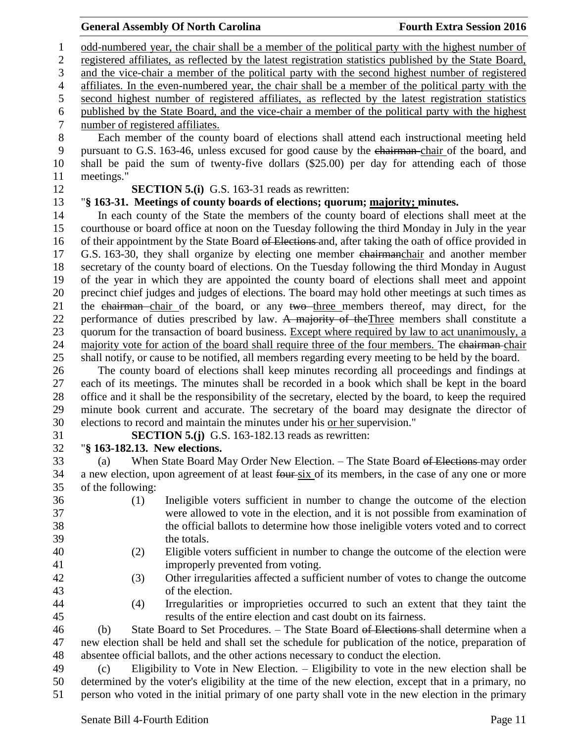odd-numbered year, the chair shall be a member of the political party with the highest number of registered affiliates, as reflected by the latest registration statistics published by the State Board, and the vice-chair a member of the political party with the second highest number of registered affiliates. In the even-numbered year, the chair shall be a member of the political party with the second highest number of registered affiliates, as reflected by the latest registration statistics published by the State Board, and the vice-chair a member of the political party with the highest number of registered affiliates.

Each member of the county board of elections shall attend each instructional meeting held pursuant to G.S. 163-46, unless excused for good cause by the ~~chairman~~ chair of the board, and shall be paid the sum of twenty-five dollars ($25.00) per day for attending each of those meetings."

**SECTION 5.(i)** G.S. 163-31 reads as rewritten:

"**§ 163-31. Meetings of county boards of elections; quorum; majority; minutes.**

In each county of the State the members of the county board of elections shall meet at the courthouse or board office at noon on the Tuesday following the third Monday in July in the year of their appointment by the State Board ~~of Elections~~ and, after taking the oath of office provided in G.S. 163-30, they shall organize by electing one member ~~chairman~~chair and another member secretary of the county board of elections. On the Tuesday following the third Monday in August of the year in which they are appointed the county board of elections shall meet and appoint precinct chief judges and judges of elections. The board may hold other meetings at such times as the ~~chairman~~ chair of the board, or any ~~two~~ three members thereof, may direct, for the performance of duties prescribed by law. ~~A majority of the~~Three members shall constitute a quorum for the transaction of board business. Except where required by law to act unanimously, a majority vote for action of the board shall require three of the four members. The ~~chairman~~ chair shall notify, or cause to be notified, all members regarding every meeting to be held by the board.

The county board of elections shall keep minutes recording all proceedings and findings at each of its meetings. The minutes shall be recorded in a book which shall be kept in the board office and it shall be the responsibility of the secretary, elected by the board, to keep the required minute book current and accurate. The secretary of the board may designate the director of elections to record and maintain the minutes under his or her supervision."

**SECTION 5.(j)** G.S. 163-182.13 reads as rewritten:

"**§ 163-182.13. New elections.**

(a) When State Board May Order New Election. – The State Board ~~of Elections~~ may order a new election, upon agreement of at least ~~four~~ six of its members, in the case of any one or more of the following:

(1) Ineligible voters sufficient in number to change the outcome of the election were allowed to vote in the election, and it is not possible from examination of the official ballots to determine how those ineligible voters voted and to correct the totals.

(2) Eligible voters sufficient in number to change the outcome of the election were improperly prevented from voting.

(3) Other irregularities affected a sufficient number of votes to change the outcome of the election.

(4) Irregularities or improprieties occurred to such an extent that they taint the results of the entire election and cast doubt on its fairness.

(b) State Board to Set Procedures. – The State Board ~~of Elections~~ shall determine when a new election shall be held and shall set the schedule for publication of the notice, preparation of absentee official ballots, and the other actions necessary to conduct the election.

(c) Eligibility to Vote in New Election. – Eligibility to vote in the new election shall be determined by the voter's eligibility at the time of the new election, except that in a primary, no person who voted in the initial primary of one party shall vote in the new election in the primary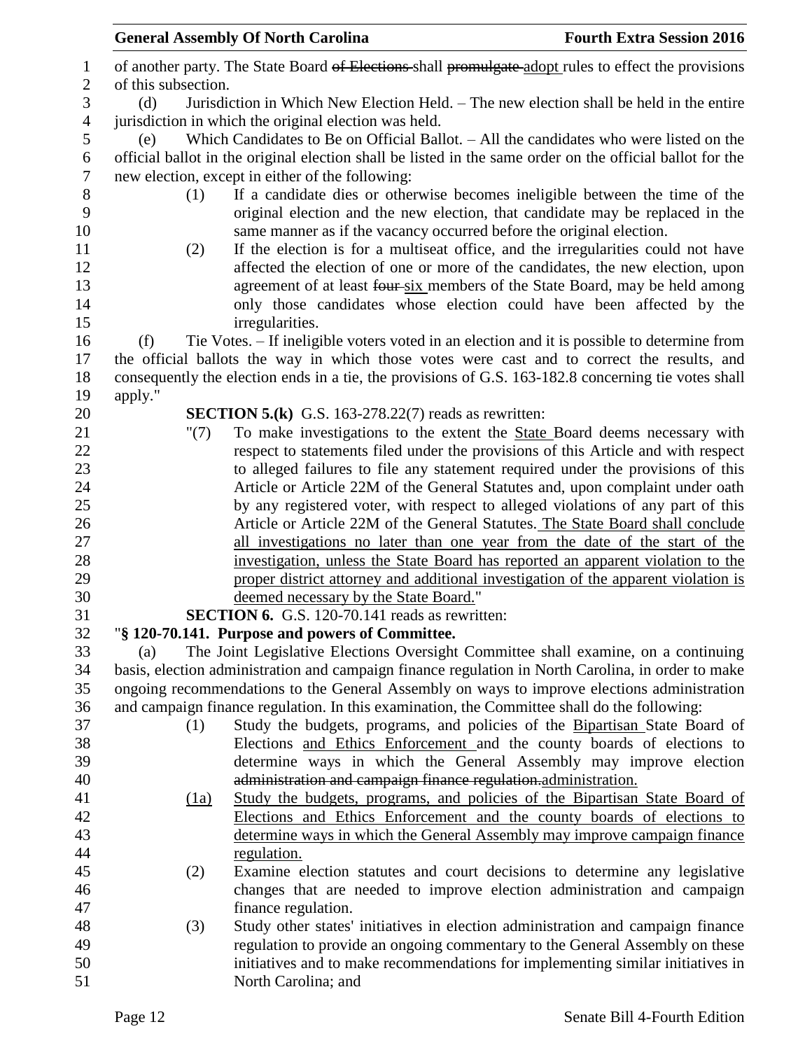of another party. The State Board ~~of Elections~~ shall ~~promulgate~~ adopt rules to effect the provisions of this subsection.

(d) Jurisdiction in Which New Election Held. – The new election shall be held in the entire jurisdiction in which the original election was held.

(e) Which Candidates to Be on Official Ballot. – All the candidates who were listed on the official ballot in the original election shall be listed in the same order on the official ballot for the new election, except in either of the following:

(1) If a candidate dies or otherwise becomes ineligible between the time of the original election and the new election, that candidate may be replaced in the same manner as if the vacancy occurred before the original election.

(2) If the election is for a multiseat office, and the irregularities could not have affected the election of one or more of the candidates, the new election, upon agreement of at least ~~four~~ six members of the State Board, may be held among only those candidates whose election could have been affected by the irregularities.

(f) Tie Votes. – If ineligible voters voted in an election and it is possible to determine from the official ballots the way in which those votes were cast and to correct the results, and consequently the election ends in a tie, the provisions of G.S. 163-182.8 concerning tie votes shall apply."

**SECTION 5.(k)** G.S. 163-278.22(7) reads as rewritten:

"(7) To make investigations to the extent the State Board deems necessary with respect to statements filed under the provisions of this Article and with respect to alleged failures to file any statement required under the provisions of this Article or Article 22M of the General Statutes and, upon complaint under oath by any registered voter, with respect to alleged violations of any part of this Article or Article 22M of the General Statutes. The State Board shall conclude all investigations no later than one year from the date of the start of the investigation, unless the State Board has reported an apparent violation to the proper district attorney and additional investigation of the apparent violation is deemed necessary by the State Board."

**SECTION 6.** G.S. 120-70.141 reads as rewritten:

"**§ 120-70.141. Purpose and powers of Committee.**

(a) The Joint Legislative Elections Oversight Committee shall examine, on a continuing basis, election administration and campaign finance regulation in North Carolina, in order to make ongoing recommendations to the General Assembly on ways to improve elections administration and campaign finance regulation. In this examination, the Committee shall do the following:

(1) Study the budgets, programs, and policies of the Bipartisan State Board of Elections and Ethics Enforcement and the county boards of elections to determine ways in which the General Assembly may improve election ~~administration and campaign finance regulation.~~administration.

(1a) Study the budgets, programs, and policies of the Bipartisan State Board of Elections and Ethics Enforcement and the county boards of elections to determine ways in which the General Assembly may improve campaign finance regulation.

(2) Examine election statutes and court decisions to determine any legislative changes that are needed to improve election administration and campaign finance regulation.

(3) Study other states' initiatives in election administration and campaign finance regulation to provide an ongoing commentary to the General Assembly on these initiatives and to make recommendations for implementing similar initiatives in North Carolina; and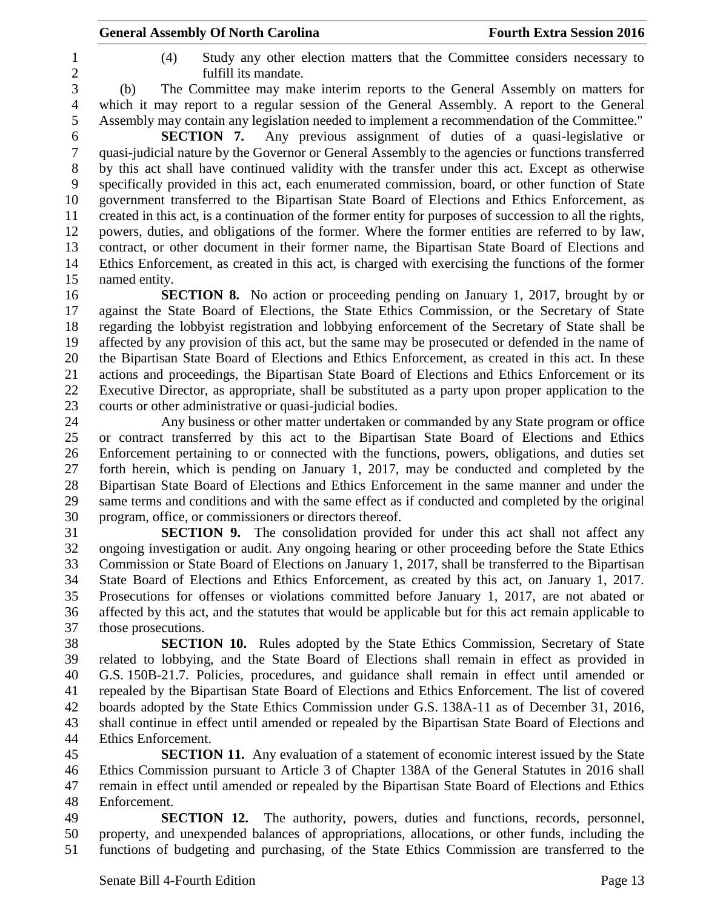(4) Study any other election matters that the Committee considers necessary to fulfill its mandate.

(b) The Committee may make interim reports to the General Assembly on matters for which it may report to a regular session of the General Assembly. A report to the General Assembly may contain any legislation needed to implement a recommendation of the Committee."

**SECTION 7.** Any previous assignment of duties of a quasi-legislative or quasi-judicial nature by the Governor or General Assembly to the agencies or functions transferred by this act shall have continued validity with the transfer under this act. Except as otherwise specifically provided in this act, each enumerated commission, board, or other function of State government transferred to the Bipartisan State Board of Elections and Ethics Enforcement, as created in this act, is a continuation of the former entity for purposes of succession to all the rights, powers, duties, and obligations of the former. Where the former entities are referred to by law, contract, or other document in their former name, the Bipartisan State Board of Elections and Ethics Enforcement, as created in this act, is charged with exercising the functions of the former named entity.

**SECTION 8.** No action or proceeding pending on January 1, 2017, brought by or against the State Board of Elections, the State Ethics Commission, or the Secretary of State regarding the lobbyist registration and lobbying enforcement of the Secretary of State shall be affected by any provision of this act, but the same may be prosecuted or defended in the name of the Bipartisan State Board of Elections and Ethics Enforcement, as created in this act. In these actions and proceedings, the Bipartisan State Board of Elections and Ethics Enforcement or its Executive Director, as appropriate, shall be substituted as a party upon proper application to the courts or other administrative or quasi-judicial bodies.

Any business or other matter undertaken or commanded by any State program or office or contract transferred by this act to the Bipartisan State Board of Elections and Ethics Enforcement pertaining to or connected with the functions, powers, obligations, and duties set forth herein, which is pending on January 1, 2017, may be conducted and completed by the Bipartisan State Board of Elections and Ethics Enforcement in the same manner and under the same terms and conditions and with the same effect as if conducted and completed by the original program, office, or commissioners or directors thereof.

**SECTION 9.** The consolidation provided for under this act shall not affect any ongoing investigation or audit. Any ongoing hearing or other proceeding before the State Ethics Commission or State Board of Elections on January 1, 2017, shall be transferred to the Bipartisan State Board of Elections and Ethics Enforcement, as created by this act, on January 1, 2017. Prosecutions for offenses or violations committed before January 1, 2017, are not abated or affected by this act, and the statutes that would be applicable but for this act remain applicable to those prosecutions.

**SECTION 10.** Rules adopted by the State Ethics Commission, Secretary of State related to lobbying, and the State Board of Elections shall remain in effect as provided in G.S. 150B-21.7. Policies, procedures, and guidance shall remain in effect until amended or repealed by the Bipartisan State Board of Elections and Ethics Enforcement. The list of covered boards adopted by the State Ethics Commission under G.S. 138A-11 as of December 31, 2016, shall continue in effect until amended or repealed by the Bipartisan State Board of Elections and Ethics Enforcement.

**SECTION 11.** Any evaluation of a statement of economic interest issued by the State Ethics Commission pursuant to Article 3 of Chapter 138A of the General Statutes in 2016 shall remain in effect until amended or repealed by the Bipartisan State Board of Elections and Ethics Enforcement.

**SECTION 12.** The authority, powers, duties and functions, records, personnel, property, and unexpended balances of appropriations, allocations, or other funds, including the functions of budgeting and purchasing, of the State Ethics Commission are transferred to the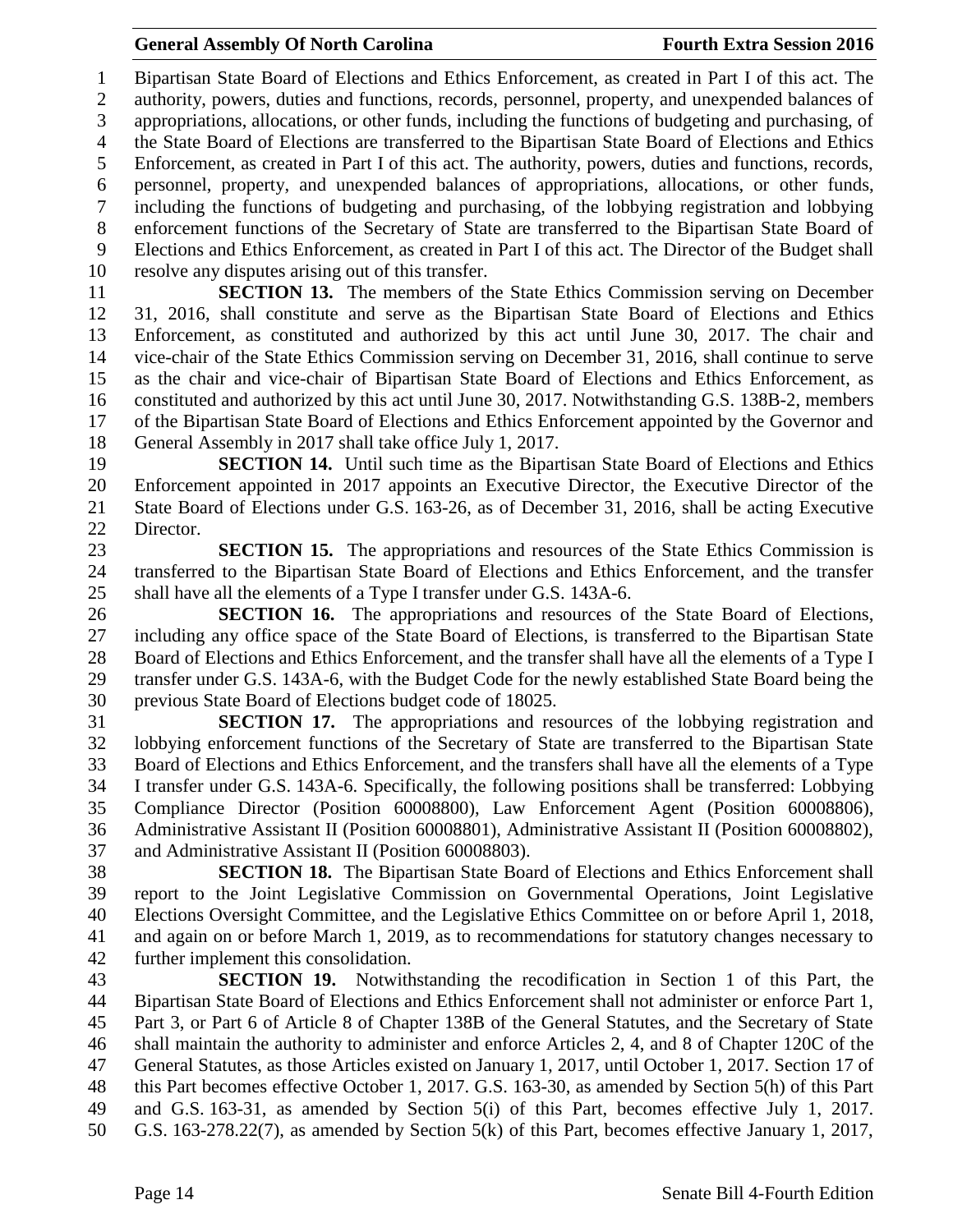Bipartisan State Board of Elections and Ethics Enforcement, as created in Part I of this act. The authority, powers, duties and functions, records, personnel, property, and unexpended balances of appropriations, allocations, or other funds, including the functions of budgeting and purchasing, of the State Board of Elections are transferred to the Bipartisan State Board of Elections and Ethics Enforcement, as created in Part I of this act. The authority, powers, duties and functions, records, personnel, property, and unexpended balances of appropriations, allocations, or other funds, including the functions of budgeting and purchasing, of the lobbying registration and lobbying enforcement functions of the Secretary of State are transferred to the Bipartisan State Board of Elections and Ethics Enforcement, as created in Part I of this act. The Director of the Budget shall resolve any disputes arising out of this transfer.

**SECTION 13.** The members of the State Ethics Commission serving on December 31, 2016, shall constitute and serve as the Bipartisan State Board of Elections and Ethics Enforcement, as constituted and authorized by this act until June 30, 2017. The chair and vice-chair of the State Ethics Commission serving on December 31, 2016, shall continue to serve as the chair and vice-chair of Bipartisan State Board of Elections and Ethics Enforcement, as constituted and authorized by this act until June 30, 2017. Notwithstanding G.S. 138B-2, members of the Bipartisan State Board of Elections and Ethics Enforcement appointed by the Governor and General Assembly in 2017 shall take office July 1, 2017.

**SECTION 14.** Until such time as the Bipartisan State Board of Elections and Ethics Enforcement appointed in 2017 appoints an Executive Director, the Executive Director of the State Board of Elections under G.S. 163-26, as of December 31, 2016, shall be acting Executive Director.

**SECTION 15.** The appropriations and resources of the State Ethics Commission is transferred to the Bipartisan State Board of Elections and Ethics Enforcement, and the transfer shall have all the elements of a Type I transfer under G.S. 143A-6.

**SECTION 16.** The appropriations and resources of the State Board of Elections, including any office space of the State Board of Elections, is transferred to the Bipartisan State Board of Elections and Ethics Enforcement, and the transfer shall have all the elements of a Type I transfer under G.S. 143A-6, with the Budget Code for the newly established State Board being the previous State Board of Elections budget code of 18025.

**SECTION 17.** The appropriations and resources of the lobbying registration and lobbying enforcement functions of the Secretary of State are transferred to the Bipartisan State Board of Elections and Ethics Enforcement, and the transfers shall have all the elements of a Type I transfer under G.S. 143A-6. Specifically, the following positions shall be transferred: Lobbying Compliance Director (Position 60008800), Law Enforcement Agent (Position 60008806), Administrative Assistant II (Position 60008801), Administrative Assistant II (Position 60008802), and Administrative Assistant II (Position 60008803).

**SECTION 18.** The Bipartisan State Board of Elections and Ethics Enforcement shall report to the Joint Legislative Commission on Governmental Operations, Joint Legislative Elections Oversight Committee, and the Legislative Ethics Committee on or before April 1, 2018, and again on or before March 1, 2019, as to recommendations for statutory changes necessary to further implement this consolidation.

**SECTION 19.** Notwithstanding the recodification in Section 1 of this Part, the Bipartisan State Board of Elections and Ethics Enforcement shall not administer or enforce Part 1, Part 3, or Part 6 of Article 8 of Chapter 138B of the General Statutes, and the Secretary of State shall maintain the authority to administer and enforce Articles 2, 4, and 8 of Chapter 120C of the General Statutes, as those Articles existed on January 1, 2017, until October 1, 2017. Section 17 of this Part becomes effective October 1, 2017. G.S. 163-30, as amended by Section 5(h) of this Part and G.S. 163-31, as amended by Section 5(i) of this Part, becomes effective July 1, 2017. G.S. 163-278.22(7), as amended by Section 5(k) of this Part, becomes effective January 1, 2017,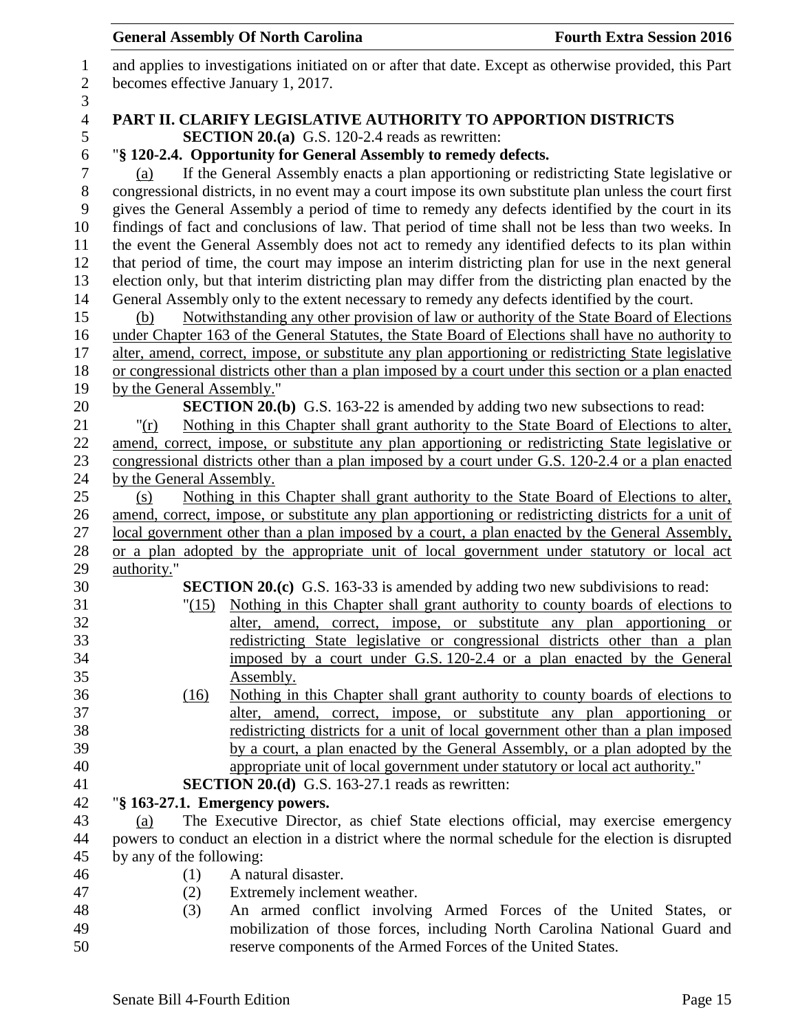and applies to investigations initiated on or after that date. Except as otherwise provided, this Part becomes effective January 1, 2017.

**PART II. CLARIFY LEGISLATIVE AUTHORITY TO APPORTION DISTRICTS**

**SECTION 20.(a)** G.S. 120-2.4 reads as rewritten:

"**§ 120-2.4. Opportunity for General Assembly to remedy defects.**

(a) If the General Assembly enacts a plan apportioning or redistricting State legislative or congressional districts, in no event may a court impose its own substitute plan unless the court first gives the General Assembly a period of time to remedy any defects identified by the court in its findings of fact and conclusions of law. That period of time shall not be less than two weeks. In the event the General Assembly does not act to remedy any identified defects to its plan within that period of time, the court may impose an interim districting plan for use in the next general election only, but that interim districting plan may differ from the districting plan enacted by the General Assembly only to the extent necessary to remedy any defects identified by the court.

(b) Notwithstanding any other provision of law or authority of the State Board of Elections under Chapter 163 of the General Statutes, the State Board of Elections shall have no authority to alter, amend, correct, impose, or substitute any plan apportioning or redistricting State legislative or congressional districts other than a plan imposed by a court under this section or a plan enacted by the General Assembly."

**SECTION 20.(b)** G.S. 163-22 is amended by adding two new subsections to read:

"(r) Nothing in this Chapter shall grant authority to the State Board of Elections to alter, amend, correct, impose, or substitute any plan apportioning or redistricting State legislative or congressional districts other than a plan imposed by a court under G.S. 120-2.4 or a plan enacted by the General Assembly.

(s) Nothing in this Chapter shall grant authority to the State Board of Elections to alter, amend, correct, impose, or substitute any plan apportioning or redistricting districts for a unit of local government other than a plan imposed by a court, a plan enacted by the General Assembly, or a plan adopted by the appropriate unit of local government under statutory or local act authority."

**SECTION 20.(c)** G.S. 163-33 is amended by adding two new subdivisions to read:

"(15) Nothing in this Chapter shall grant authority to county boards of elections to alter, amend, correct, impose, or substitute any plan apportioning or redistricting State legislative or congressional districts other than a plan imposed by a court under G.S. 120-2.4 or a plan enacted by the General Assembly.

(16) Nothing in this Chapter shall grant authority to county boards of elections to alter, amend, correct, impose, or substitute any plan apportioning or redistricting districts for a unit of local government other than a plan imposed by a court, a plan enacted by the General Assembly, or a plan adopted by the appropriate unit of local government under statutory or local act authority."

**SECTION 20.(d)** G.S. 163-27.1 reads as rewritten:

"**§ 163-27.1. Emergency powers.**

(a) The Executive Director, as chief State elections official, may exercise emergency powers to conduct an election in a district where the normal schedule for the election is disrupted by any of the following:

(1) A natural disaster.
(2) Extremely inclement weather.
(3) An armed conflict involving Armed Forces of the United States, or mobilization of those forces, including North Carolina National Guard and reserve components of the Armed Forces of the United States.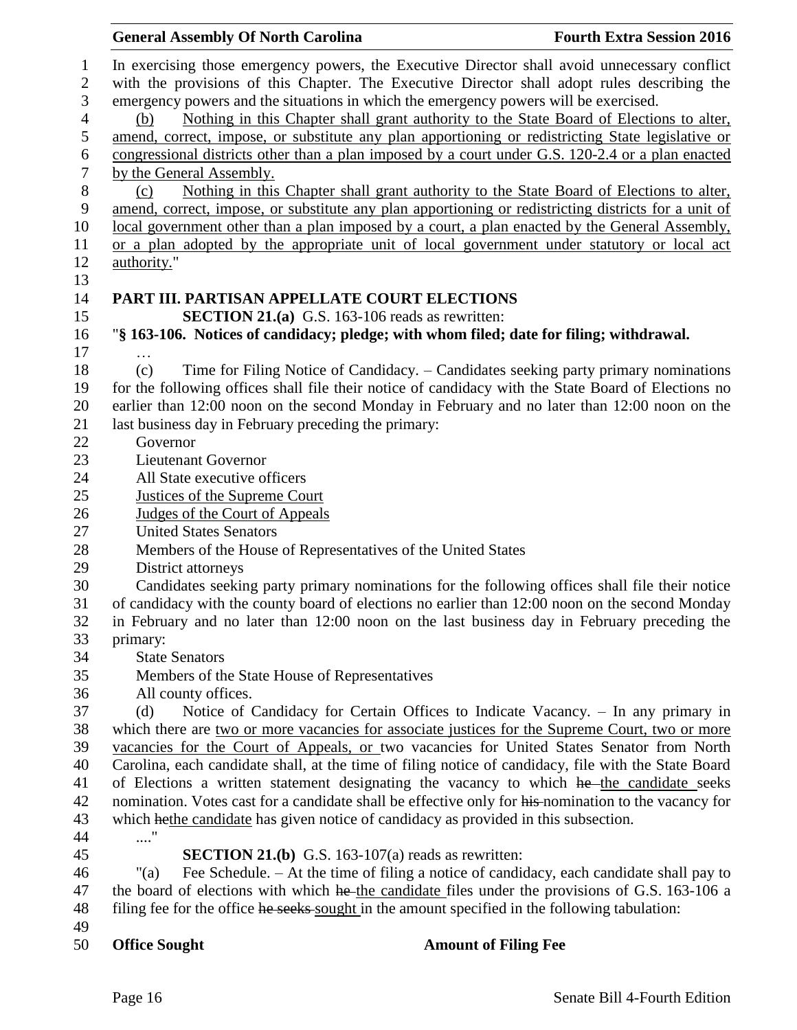In exercising those emergency powers, the Executive Director shall avoid unnecessary conflict with the provisions of this Chapter. The Executive Director shall adopt rules describing the emergency powers and the situations in which the emergency powers will be exercised.

(b) Nothing in this Chapter shall grant authority to the State Board of Elections to alter, amend, correct, impose, or substitute any plan apportioning or redistricting State legislative or congressional districts other than a plan imposed by a court under G.S. 120-2.4 or a plan enacted by the General Assembly.

(c) Nothing in this Chapter shall grant authority to the State Board of Elections to alter, amend, correct, impose, or substitute any plan apportioning or redistricting districts for a unit of local government other than a plan imposed by a court, a plan enacted by the General Assembly, or a plan adopted by the appropriate unit of local government under statutory or local act authority."

## PART III. PARTISAN APPELLATE COURT ELECTIONS

**SECTION 21.(a)** G.S. 163-106 reads as rewritten:

"**§ 163-106. Notices of candidacy; pledge; with whom filed; date for filing; withdrawal.**

…

(c) Time for Filing Notice of Candidacy. – Candidates seeking party primary nominations for the following offices shall file their notice of candidacy with the State Board of Elections no earlier than 12:00 noon on the second Monday in February and no later than 12:00 noon on the last business day in February preceding the primary:

Governor
Lieutenant Governor
All State executive officers
Justices of the Supreme Court
Judges of the Court of Appeals
United States Senators
Members of the House of Representatives of the United States
District attorneys

Candidates seeking party primary nominations for the following offices shall file their notice of candidacy with the county board of elections no earlier than 12:00 noon on the second Monday in February and no later than 12:00 noon on the last business day in February preceding the primary:

State Senators
Members of the State House of Representatives
All county offices.

(d) Notice of Candidacy for Certain Offices to Indicate Vacancy. – In any primary in which there are two or more vacancies for associate justices for the Supreme Court, two or more vacancies for the Court of Appeals, or two vacancies for United States Senator from North Carolina, each candidate shall, at the time of filing notice of candidacy, file with the State Board of Elections a written statement designating the vacancy to which ~~he~~ the candidate seeks nomination. Votes cast for a candidate shall be effective only for ~~his~~ nomination to the vacancy for which ~~he~~the candidate has given notice of candidacy as provided in this subsection.

...."

**SECTION 21.(b)** G.S. 163-107(a) reads as rewritten:

"(a) Fee Schedule. – At the time of filing a notice of candidacy, each candidate shall pay to the board of elections with which ~~he~~ the candidate files under the provisions of G.S. 163-106 a filing fee for the office ~~he seeks~~ sought in the amount specified in the following tabulation:

| **Office Sought** | **Amount of Filing Fee** |
|---|---|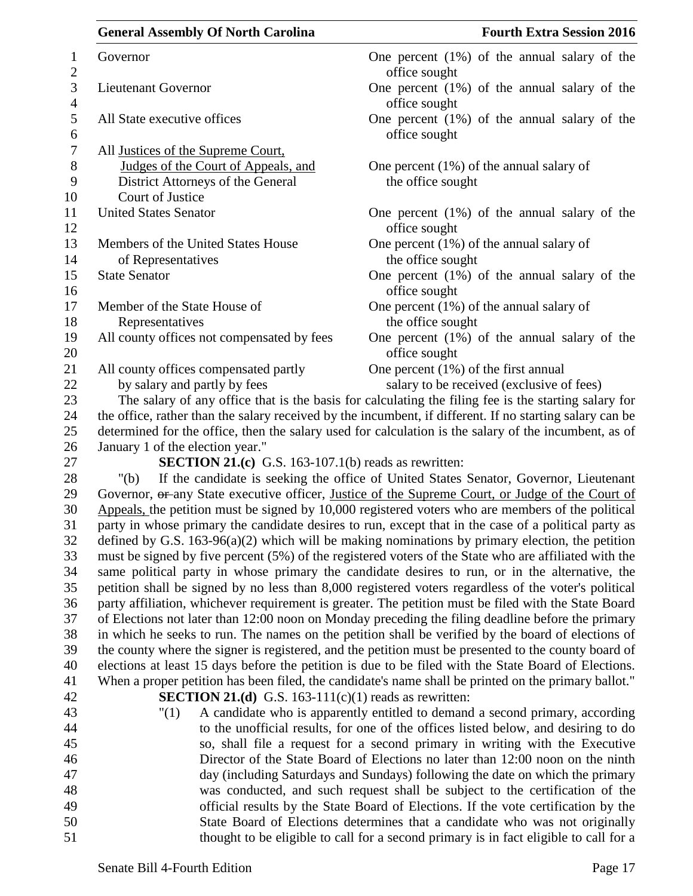| | |
|---|---|
| Governor | One percent (1%) of the annual salary of the office sought |
| Lieutenant Governor | One percent (1%) of the annual salary of the office sought |
| All State executive offices | One percent (1%) of the annual salary of the office sought |
| All <u>Justices of the Supreme Court, Judges of the Court of Appeals, and</u> District Attorneys of the General Court of Justice | One percent (1%) of the annual salary of the office sought |
| United States Senator | One percent (1%) of the annual salary of the office sought |
| Members of the United States House of Representatives | One percent (1%) of the annual salary of the office sought |
| State Senator | One percent (1%) of the annual salary of the office sought |
| Member of the State House of Representatives | One percent (1%) of the annual salary of the office sought |
| All county offices not compensated by fees | One percent (1%) of the annual salary of the office sought |
| All county offices compensated partly by salary and partly by fees | One percent (1%) of the first annual salary to be received (exclusive of fees) |

The salary of any office that is the basis for calculating the filing fee is the starting salary for the office, rather than the salary received by the incumbent, if different. If no starting salary can be determined for the office, then the salary used for calculation is the salary of the incumbent, as of January 1 of the election year."

**SECTION 21.(c)** G.S. 163-107.1(b) reads as rewritten:

"(b) If the candidate is seeking the office of United States Senator, Governor, Lieutenant Governor, ~~or~~ any State executive officer, <u>Justice of the Supreme Court, or Judge of the Court of Appeals,</u> the petition must be signed by 10,000 registered voters who are members of the political party in whose primary the candidate desires to run, except that in the case of a political party as defined by G.S. 163-96(a)(2) which will be making nominations by primary election, the petition must be signed by five percent (5%) of the registered voters of the State who are affiliated with the same political party in whose primary the candidate desires to run, or in the alternative, the petition shall be signed by no less than 8,000 registered voters regardless of the voter's political party affiliation, whichever requirement is greater. The petition must be filed with the State Board of Elections not later than 12:00 noon on Monday preceding the filing deadline before the primary in which he seeks to run. The names on the petition shall be verified by the board of elections of the county where the signer is registered, and the petition must be presented to the county board of elections at least 15 days before the petition is due to be filed with the State Board of Elections. When a proper petition has been filed, the candidate's name shall be printed on the primary ballot."

**SECTION 21.(d)** G.S. 163-111(c)(1) reads as rewritten:

"(1) A candidate who is apparently entitled to demand a second primary, according to the unofficial results, for one of the offices listed below, and desiring to do so, shall file a request for a second primary in writing with the Executive Director of the State Board of Elections no later than 12:00 noon on the ninth day (including Saturdays and Sundays) following the date on which the primary was conducted, and such request shall be subject to the certification of the official results by the State Board of Elections. If the vote certification by the State Board of Elections determines that a candidate who was not originally thought to be eligible to call for a second primary is in fact eligible to call for a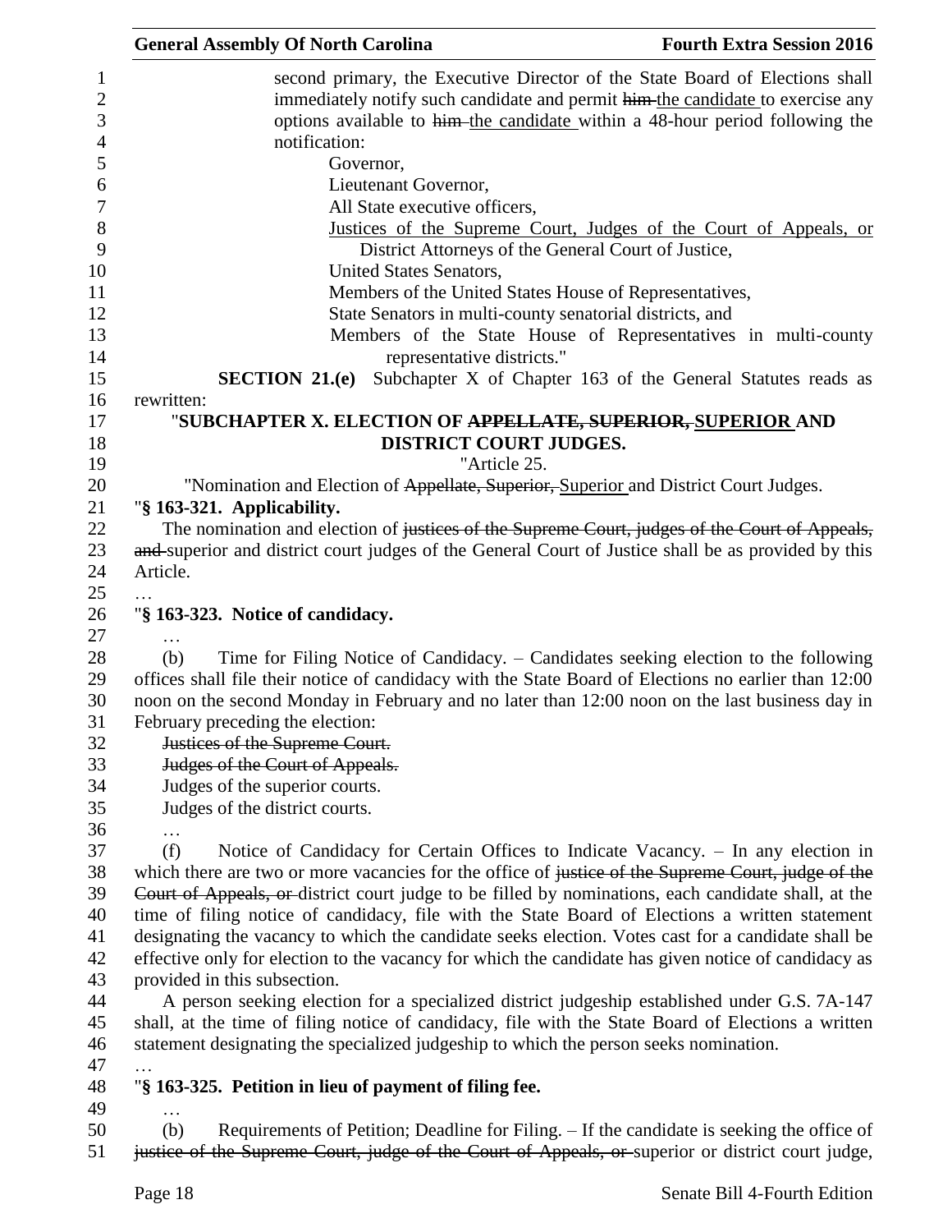second primary, the Executive Director of the State Board of Elections shall immediately notify such candidate and permit ~~him~~ the candidate to exercise any options available to ~~him~~ the candidate within a 48-hour period following the notification:

Governor,
Lieutenant Governor,
All State executive officers,
<u>Justices of the Supreme Court, Judges of the Court of Appeals, or District Attorneys of the General Court of Justice,</u>
United States Senators,
Members of the United States House of Representatives,
State Senators in multi-county senatorial districts, and
Members of the State House of Representatives in multi-county representative districts."

**SECTION 21.(e)** Subchapter X of Chapter 163 of the General Statutes reads as rewritten:

"**SUBCHAPTER X. ELECTION OF ~~APPELLATE, SUPERIOR,~~ <u>SUPERIOR</u> AND DISTRICT COURT JUDGES.**

"Article 25.

"Nomination and Election of ~~Appellate, Superior,~~ <u>Superior</u> and District Court Judges.

"**§ 163-321. Applicability.**

The nomination and election of ~~justices of the Supreme Court, judges of the Court of Appeals, and~~ superior and district court judges of the General Court of Justice shall be as provided by this Article.

…

"**§ 163-323. Notice of candidacy.**

…

(b) Time for Filing Notice of Candidacy. – Candidates seeking election to the following offices shall file their notice of candidacy with the State Board of Elections no earlier than 12:00 noon on the second Monday in February and no later than 12:00 noon on the last business day in February preceding the election:

~~Justices of the Supreme Court.~~
~~Judges of the Court of Appeals.~~
Judges of the superior courts.
Judges of the district courts.

…

(f) Notice of Candidacy for Certain Offices to Indicate Vacancy. – In any election in which there are two or more vacancies for the office of ~~justice of the Supreme Court, judge of the Court of Appeals, or~~ district court judge to be filled by nominations, each candidate shall, at the time of filing notice of candidacy, file with the State Board of Elections a written statement designating the vacancy to which the candidate seeks election. Votes cast for a candidate shall be effective only for election to the vacancy for which the candidate has given notice of candidacy as provided in this subsection.

A person seeking election for a specialized district judgeship established under G.S. 7A-147 shall, at the time of filing notice of candidacy, file with the State Board of Elections a written statement designating the specialized judgeship to which the person seeks nomination.

…

"**§ 163-325. Petition in lieu of payment of filing fee.**

…

(b) Requirements of Petition; Deadline for Filing. – If the candidate is seeking the office of ~~justice of the Supreme Court, judge of the Court of Appeals, or~~ superior or district court judge,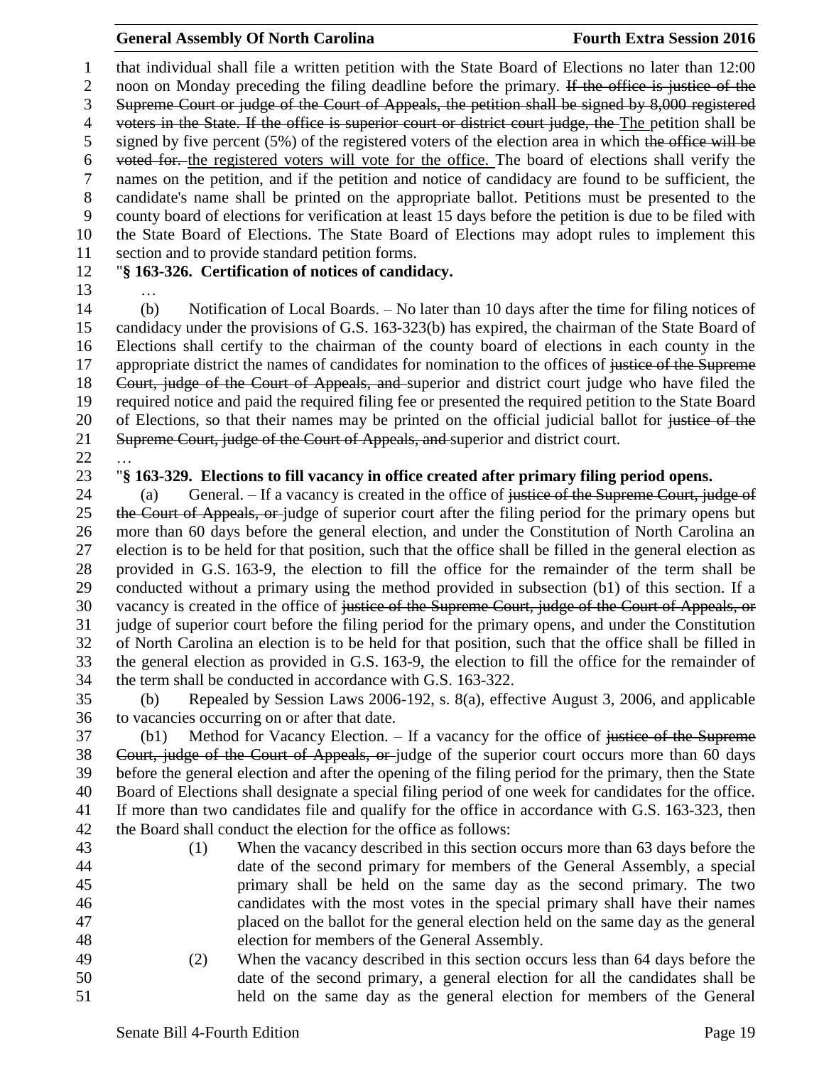that individual shall file a written petition with the State Board of Elections no later than 12:00 noon on Monday preceding the filing deadline before the primary. ~~If the office is justice of the Supreme Court or judge of the Court of Appeals, the petition shall be signed by 8,000 registered voters in the State. If the office is superior court or district court judge, the~~ The petition shall be signed by five percent (5%) of the registered voters of the election area in which ~~the office will be voted for.~~ the registered voters will vote for the office. The board of elections shall verify the names on the petition, and if the petition and notice of candidacy are found to be sufficient, the candidate's name shall be printed on the appropriate ballot. Petitions must be presented to the county board of elections for verification at least 15 days before the petition is due to be filed with the State Board of Elections. The State Board of Elections may adopt rules to implement this section and to provide standard petition forms.

"**§ 163-326. Certification of notices of candidacy.**

…

(b) Notification of Local Boards. – No later than 10 days after the time for filing notices of candidacy under the provisions of G.S. 163-323(b) has expired, the chairman of the State Board of Elections shall certify to the chairman of the county board of elections in each county in the appropriate district the names of candidates for nomination to the offices of ~~justice of the Supreme Court, judge of the Court of Appeals, and~~ superior and district court judge who have filed the required notice and paid the required filing fee or presented the required petition to the State Board of Elections, so that their names may be printed on the official judicial ballot for ~~justice of the Supreme Court, judge of the Court of Appeals, and~~ superior and district court.

…

"**§ 163-329. Elections to fill vacancy in office created after primary filing period opens.**

(a) General. – If a vacancy is created in the office of ~~justice of the Supreme Court, judge of the Court of Appeals, or~~ judge of superior court after the filing period for the primary opens but more than 60 days before the general election, and under the Constitution of North Carolina an election is to be held for that position, such that the office shall be filled in the general election as provided in G.S. 163-9, the election to fill the office for the remainder of the term shall be conducted without a primary using the method provided in subsection (b1) of this section. If a vacancy is created in the office of ~~justice of the Supreme Court, judge of the Court of Appeals, or~~ judge of superior court before the filing period for the primary opens, and under the Constitution of North Carolina an election is to be held for that position, such that the office shall be filled in the general election as provided in G.S. 163-9, the election to fill the office for the remainder of the term shall be conducted in accordance with G.S. 163-322.

(b) Repealed by Session Laws 2006-192, s. 8(a), effective August 3, 2006, and applicable to vacancies occurring on or after that date.

(b1) Method for Vacancy Election. – If a vacancy for the office of ~~justice of the Supreme Court, judge of the Court of Appeals, or~~ judge of the superior court occurs more than 60 days before the general election and after the opening of the filing period for the primary, then the State Board of Elections shall designate a special filing period of one week for candidates for the office. If more than two candidates file and qualify for the office in accordance with G.S. 163-323, then the Board shall conduct the election for the office as follows:

(1) When the vacancy described in this section occurs more than 63 days before the date of the second primary for members of the General Assembly, a special primary shall be held on the same day as the second primary. The two candidates with the most votes in the special primary shall have their names placed on the ballot for the general election held on the same day as the general election for members of the General Assembly.

(2) When the vacancy described in this section occurs less than 64 days before the date of the second primary, a general election for all the candidates shall be held on the same day as the general election for members of the General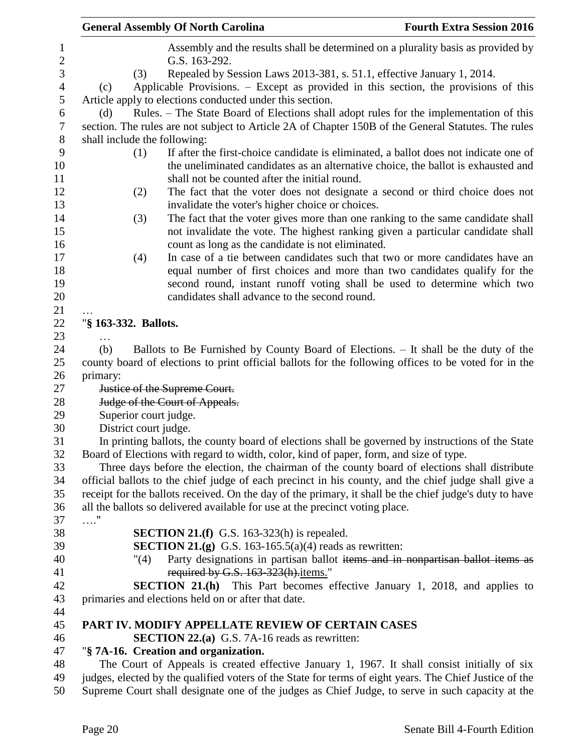Assembly and the results shall be determined on a plurality basis as provided by G.S. 163-292.

(3) Repealed by Session Laws 2013-381, s. 51.1, effective January 1, 2014.

(c) Applicable Provisions. – Except as provided in this section, the provisions of this Article apply to elections conducted under this section.

(d) Rules. – The State Board of Elections shall adopt rules for the implementation of this section. The rules are not subject to Article 2A of Chapter 150B of the General Statutes. The rules shall include the following:

(1) If after the first-choice candidate is eliminated, a ballot does not indicate one of the uneliminated candidates as an alternative choice, the ballot is exhausted and shall not be counted after the initial round.

(2) The fact that the voter does not designate a second or third choice does not invalidate the voter's higher choice or choices.

(3) The fact that the voter gives more than one ranking to the same candidate shall not invalidate the vote. The highest ranking given a particular candidate shall count as long as the candidate is not eliminated.

(4) In case of a tie between candidates such that two or more candidates have an equal number of first choices and more than two candidates qualify for the second round, instant runoff voting shall be used to determine which two candidates shall advance to the second round.

…

"**§ 163-332. Ballots.**

…

(b) Ballots to Be Furnished by County Board of Elections. – It shall be the duty of the county board of elections to print official ballots for the following offices to be voted for in the primary:

~~Justice of the Supreme Court.~~

~~Judge of the Court of Appeals.~~

Superior court judge.

District court judge.

In printing ballots, the county board of elections shall be governed by instructions of the State Board of Elections with regard to width, color, kind of paper, form, and size of type.

Three days before the election, the chairman of the county board of elections shall distribute official ballots to the chief judge of each precinct in his county, and the chief judge shall give a receipt for the ballots received. On the day of the primary, it shall be the chief judge's duty to have all the ballots so delivered available for use at the precinct voting place.

…."

**SECTION 21.(f)** G.S. 163-323(h) is repealed.

**SECTION 21.(g)** G.S. 163-165.5(a)(4) reads as rewritten:

"(4) Party designations in partisan ballot ~~items and in nonpartisan ballot items as required by G.S. 163-323(h).~~<u>items.</u>"

**SECTION 21.(h)** This Part becomes effective January 1, 2018, and applies to primaries and elections held on or after that date.

## PART IV. MODIFY APPELLATE REVIEW OF CERTAIN CASES

**SECTION 22.(a)** G.S. 7A-16 reads as rewritten:

"**§ 7A-16. Creation and organization.**

The Court of Appeals is created effective January 1, 1967. It shall consist initially of six judges, elected by the qualified voters of the State for terms of eight years. The Chief Justice of the Supreme Court shall designate one of the judges as Chief Judge, to serve in such capacity at the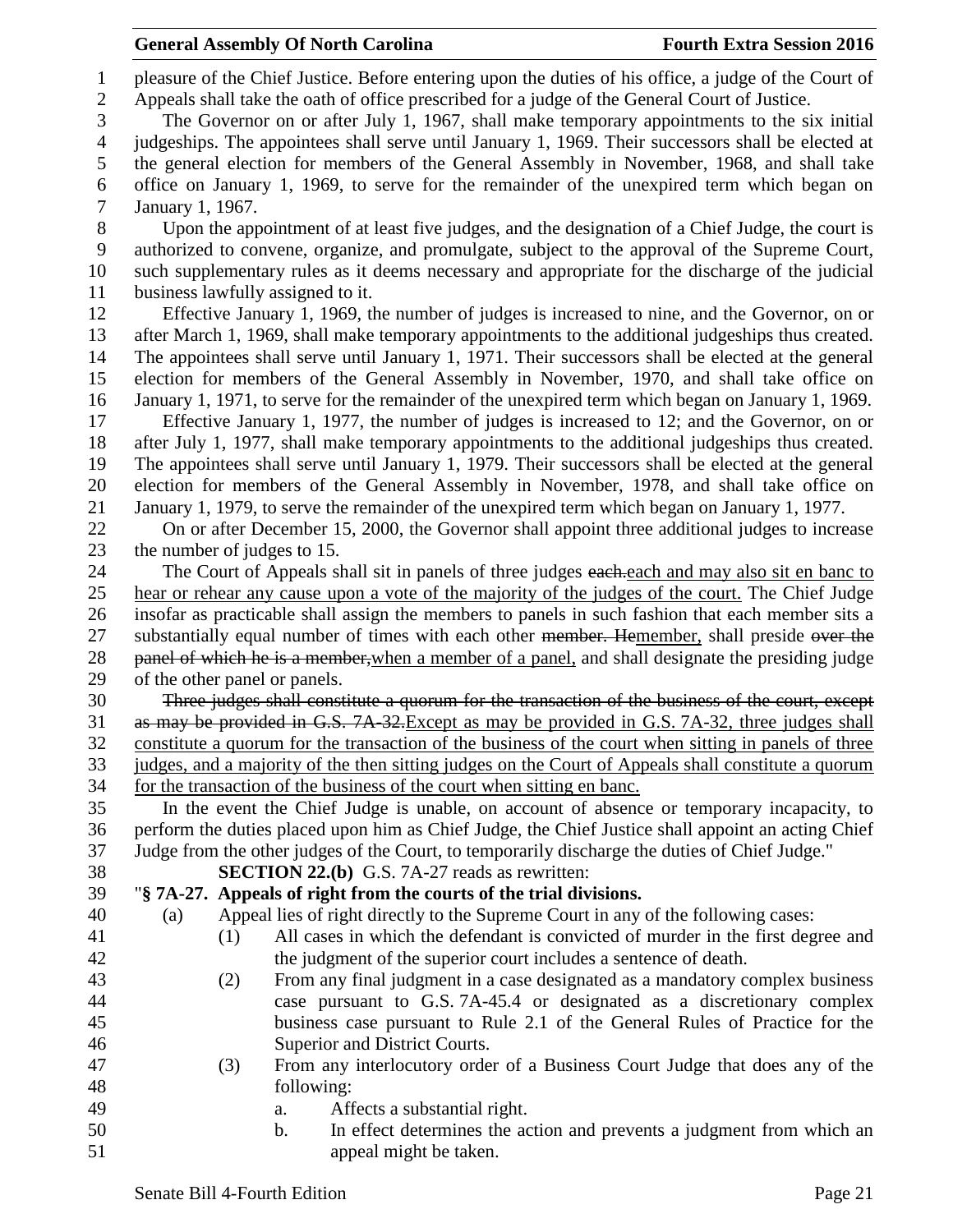pleasure of the Chief Justice. Before entering upon the duties of his office, a judge of the Court of Appeals shall take the oath of office prescribed for a judge of the General Court of Justice.

The Governor on or after July 1, 1967, shall make temporary appointments to the six initial judgeships. The appointees shall serve until January 1, 1969. Their successors shall be elected at the general election for members of the General Assembly in November, 1968, and shall take office on January 1, 1969, to serve for the remainder of the unexpired term which began on January 1, 1967.

Upon the appointment of at least five judges, and the designation of a Chief Judge, the court is authorized to convene, organize, and promulgate, subject to the approval of the Supreme Court, such supplementary rules as it deems necessary and appropriate for the discharge of the judicial business lawfully assigned to it.

Effective January 1, 1969, the number of judges is increased to nine, and the Governor, on or after March 1, 1969, shall make temporary appointments to the additional judgeships thus created. The appointees shall serve until January 1, 1971. Their successors shall be elected at the general election for members of the General Assembly in November, 1970, and shall take office on January 1, 1971, to serve for the remainder of the unexpired term which began on January 1, 1969.

Effective January 1, 1977, the number of judges is increased to 12; and the Governor, on or after July 1, 1977, shall make temporary appointments to the additional judgeships thus created. The appointees shall serve until January 1, 1979. Their successors shall be elected at the general election for members of the General Assembly in November, 1978, and shall take office on January 1, 1979, to serve the remainder of the unexpired term which began on January 1, 1977.

On or after December 15, 2000, the Governor shall appoint three additional judges to increase the number of judges to 15.

The Court of Appeals shall sit in panels of three judges ~~each.~~each and may also sit en banc to hear or rehear any cause upon a vote of the majority of the judges of the court. The Chief Judge insofar as practicable shall assign the members to panels in such fashion that each member sits a substantially equal number of times with each other ~~member. He~~member, shall preside ~~over the panel of which he is a member,~~when a member of a panel, and shall designate the presiding judge of the other panel or panels.

~~Three judges shall constitute a quorum for the transaction of the business of the court, except as may be provided in G.S. 7A-32.~~Except as may be provided in G.S. 7A-32, three judges shall constitute a quorum for the transaction of the business of the court when sitting in panels of three judges, and a majority of the then sitting judges on the Court of Appeals shall constitute a quorum for the transaction of the business of the court when sitting en banc.

In the event the Chief Judge is unable, on account of absence or temporary incapacity, to perform the duties placed upon him as Chief Judge, the Chief Justice shall appoint an acting Chief Judge from the other judges of the Court, to temporarily discharge the duties of Chief Judge."

**SECTION 22.(b)** G.S. 7A-27 reads as rewritten:

"**§ 7A-27. Appeals of right from the courts of the trial divisions.**

(a) Appeal lies of right directly to the Supreme Court in any of the following cases:

(1) All cases in which the defendant is convicted of murder in the first degree and the judgment of the superior court includes a sentence of death.

(2) From any final judgment in a case designated as a mandatory complex business case pursuant to G.S. 7A-45.4 or designated as a discretionary complex business case pursuant to Rule 2.1 of the General Rules of Practice for the Superior and District Courts.

(3) From any interlocutory order of a Business Court Judge that does any of the following:

a. Affects a substantial right.

b. In effect determines the action and prevents a judgment from which an appeal might be taken.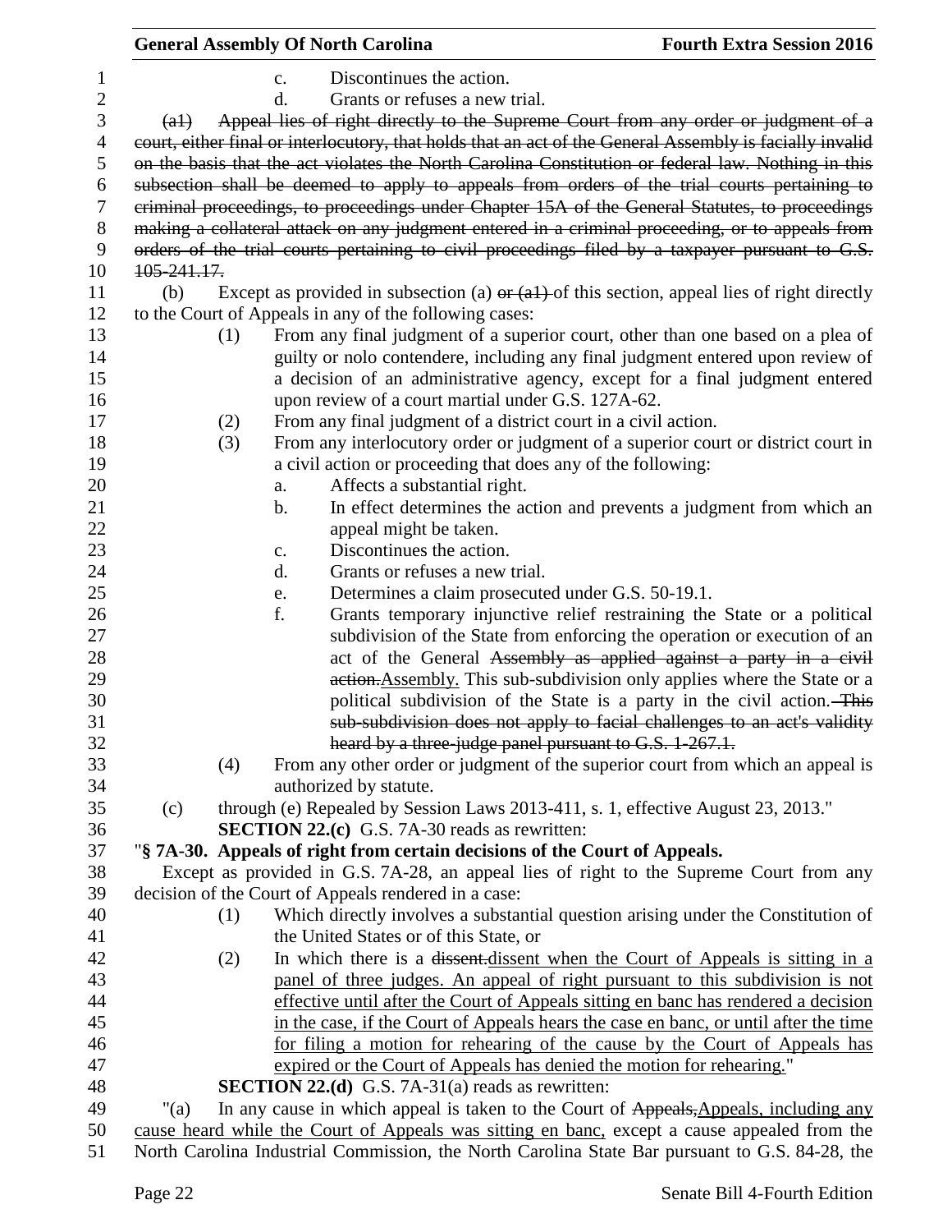c. Discontinues the action.

d. Grants or refuses a new trial.

~~(a1) Appeal lies of right directly to the Supreme Court from any order or judgment of a court, either final or interlocutory, that holds that an act of the General Assembly is facially invalid on the basis that the act violates the North Carolina Constitution or federal law. Nothing in this subsection shall be deemed to apply to appeals from orders of the trial courts pertaining to criminal proceedings, to proceedings under Chapter 15A of the General Statutes, to proceedings making a collateral attack on any judgment entered in a criminal proceeding, or to appeals from orders of the trial courts pertaining to civil proceedings filed by a taxpayer pursuant to G.S. 105-241.17.~~

(b) Except as provided in subsection (a) ~~or (a1)~~ of this section, appeal lies of right directly to the Court of Appeals in any of the following cases:

(1) From any final judgment of a superior court, other than one based on a plea of guilty or nolo contendere, including any final judgment entered upon review of a decision of an administrative agency, except for a final judgment entered upon review of a court martial under G.S. 127A-62.

(2) From any final judgment of a district court in a civil action.

(3) From any interlocutory order or judgment of a superior court or district court in a civil action or proceeding that does any of the following:

a. Affects a substantial right.

b. In effect determines the action and prevents a judgment from which an appeal might be taken.

c. Discontinues the action.

d. Grants or refuses a new trial.

e. Determines a claim prosecuted under G.S. 50-19.1.

f. Grants temporary injunctive relief restraining the State or a political subdivision of the State from enforcing the operation or execution of an act of the General ~~Assembly as applied against a party in a civil action.~~Assembly. This sub-subdivision only applies where the State or a political subdivision of the State is a party in the civil action. ~~This sub-subdivision does not apply to facial challenges to an act's validity heard by a three-judge panel pursuant to G.S. 1-267.1.~~

(4) From any other order or judgment of the superior court from which an appeal is authorized by statute.

(c) through (e) Repealed by Session Laws 2013-411, s. 1, effective August 23, 2013."

**SECTION 22.(c)** G.S. 7A-30 reads as rewritten:

"**§ 7A-30. Appeals of right from certain decisions of the Court of Appeals.**

Except as provided in G.S. 7A-28, an appeal lies of right to the Supreme Court from any decision of the Court of Appeals rendered in a case:

(1) Which directly involves a substantial question arising under the Constitution of the United States or of this State, or

(2) In which there is a ~~dissent.~~dissent when the Court of Appeals is sitting in a panel of three judges. An appeal of right pursuant to this subdivision is not effective until after the Court of Appeals sitting en banc has rendered a decision in the case, if the Court of Appeals hears the case en banc, or until after the time for filing a motion for rehearing of the cause by the Court of Appeals has expired or the Court of Appeals has denied the motion for rehearing."

**SECTION 22.(d)** G.S. 7A-31(a) reads as rewritten:

"(a) In any cause in which appeal is taken to the Court of ~~Appeals,~~Appeals, including any cause heard while the Court of Appeals was sitting en banc, except a cause appealed from the North Carolina Industrial Commission, the North Carolina State Bar pursuant to G.S. 84-28, the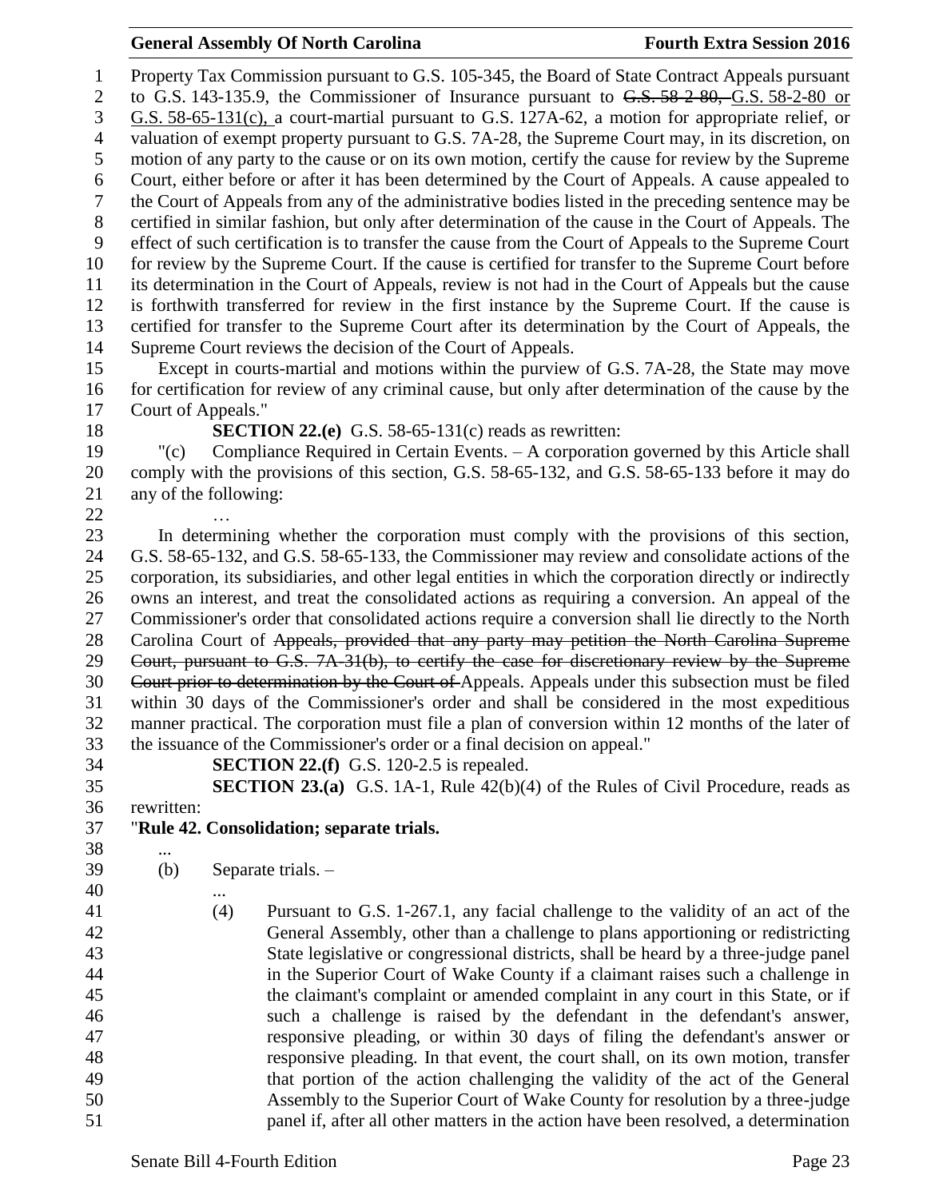Property Tax Commission pursuant to G.S. 105-345, the Board of State Contract Appeals pursuant to G.S. 143-135.9, the Commissioner of Insurance pursuant to ~~G.S. 58-2-80,~~ G.S. 58-2-80 or G.S. 58-65-131(c), a court-martial pursuant to G.S. 127A-62, a motion for appropriate relief, or valuation of exempt property pursuant to G.S. 7A-28, the Supreme Court may, in its discretion, on motion of any party to the cause or on its own motion, certify the cause for review by the Supreme Court, either before or after it has been determined by the Court of Appeals. A cause appealed to the Court of Appeals from any of the administrative bodies listed in the preceding sentence may be certified in similar fashion, but only after determination of the cause in the Court of Appeals. The effect of such certification is to transfer the cause from the Court of Appeals to the Supreme Court for review by the Supreme Court. If the cause is certified for transfer to the Supreme Court before its determination in the Court of Appeals, review is not had in the Court of Appeals but the cause is forthwith transferred for review in the first instance by the Supreme Court. If the cause is certified for transfer to the Supreme Court after its determination by the Court of Appeals, the Supreme Court reviews the decision of the Court of Appeals.

Except in courts-martial and motions within the purview of G.S. 7A-28, the State may move for certification for review of any criminal cause, but only after determination of the cause by the Court of Appeals."

**SECTION 22.(e)** G.S. 58-65-131(c) reads as rewritten:

"(c) Compliance Required in Certain Events. – A corporation governed by this Article shall comply with the provisions of this section, G.S. 58-65-132, and G.S. 58-65-133 before it may do any of the following:

…

In determining whether the corporation must comply with the provisions of this section, G.S. 58-65-132, and G.S. 58-65-133, the Commissioner may review and consolidate actions of the corporation, its subsidiaries, and other legal entities in which the corporation directly or indirectly owns an interest, and treat the consolidated actions as requiring a conversion. An appeal of the Commissioner's order that consolidated actions require a conversion shall lie directly to the North Carolina Court of ~~Appeals, provided that any party may petition the North Carolina Supreme Court, pursuant to G.S. 7A-31(b), to certify the case for discretionary review by the Supreme Court prior to determination by the Court of~~ Appeals. Appeals under this subsection must be filed within 30 days of the Commissioner's order and shall be considered in the most expeditious manner practical. The corporation must file a plan of conversion within 12 months of the later of the issuance of the Commissioner's order or a final decision on appeal."

**SECTION 22.(f)** G.S. 120-2.5 is repealed.

**SECTION 23.(a)** G.S. 1A-1, Rule 42(b)(4) of the Rules of Civil Procedure, reads as rewritten:

"**Rule 42. Consolidation; separate trials.**

...

(b) Separate trials. –

...

(4) Pursuant to G.S. 1-267.1, any facial challenge to the validity of an act of the General Assembly, other than a challenge to plans apportioning or redistricting State legislative or congressional districts, shall be heard by a three-judge panel in the Superior Court of Wake County if a claimant raises such a challenge in the claimant's complaint or amended complaint in any court in this State, or if such a challenge is raised by the defendant in the defendant's answer, responsive pleading, or within 30 days of filing the defendant's answer or responsive pleading. In that event, the court shall, on its own motion, transfer that portion of the action challenging the validity of the act of the General Assembly to the Superior Court of Wake County for resolution by a three-judge panel if, after all other matters in the action have been resolved, a determination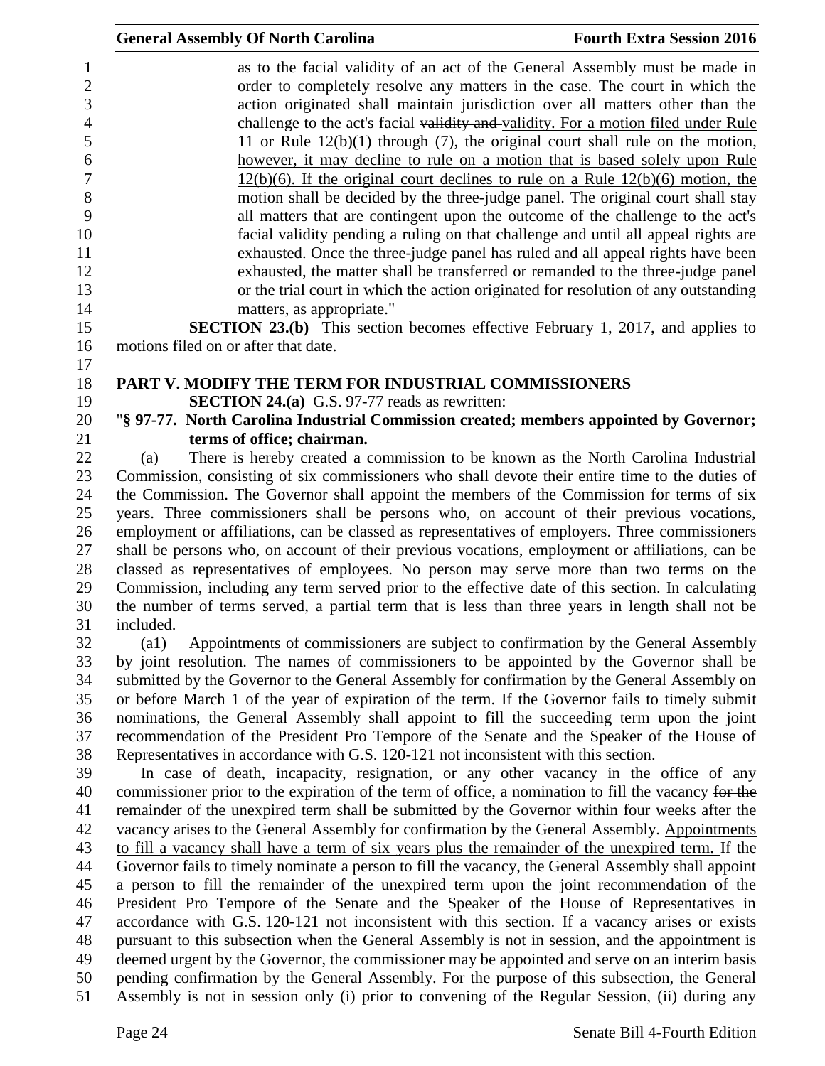as to the facial validity of an act of the General Assembly must be made in order to completely resolve any matters in the case. The court in which the action originated shall maintain jurisdiction over all matters other than the challenge to the act's facial ~~validity and~~ validity. For a motion filed under Rule 11 or Rule 12(b)(1) through (7), the original court shall rule on the motion, however, it may decline to rule on a motion that is based solely upon Rule 12(b)(6). If the original court declines to rule on a Rule 12(b)(6) motion, the motion shall be decided by the three-judge panel. The original court shall stay all matters that are contingent upon the outcome of the challenge to the act's facial validity pending a ruling on that challenge and until all appeal rights are exhausted. Once the three-judge panel has ruled and all appeal rights have been exhausted, the matter shall be transferred or remanded to the three-judge panel or the trial court in which the action originated for resolution of any outstanding matters, as appropriate."

**SECTION 23.(b)** This section becomes effective February 1, 2017, and applies to motions filed on or after that date.

## PART V. MODIFY THE TERM FOR INDUSTRIAL COMMISSIONERS

**SECTION 24.(a)** G.S. 97-77 reads as rewritten:

"**§ 97-77. North Carolina Industrial Commission created; members appointed by Governor; terms of office; chairman.**

(a) There is hereby created a commission to be known as the North Carolina Industrial Commission, consisting of six commissioners who shall devote their entire time to the duties of the Commission. The Governor shall appoint the members of the Commission for terms of six years. Three commissioners shall be persons who, on account of their previous vocations, employment or affiliations, can be classed as representatives of employers. Three commissioners shall be persons who, on account of their previous vocations, employment or affiliations, can be classed as representatives of employees. No person may serve more than two terms on the Commission, including any term served prior to the effective date of this section. In calculating the number of terms served, a partial term that is less than three years in length shall not be included.

(a1) Appointments of commissioners are subject to confirmation by the General Assembly by joint resolution. The names of commissioners to be appointed by the Governor shall be submitted by the Governor to the General Assembly for confirmation by the General Assembly on or before March 1 of the year of expiration of the term. If the Governor fails to timely submit nominations, the General Assembly shall appoint to fill the succeeding term upon the joint recommendation of the President Pro Tempore of the Senate and the Speaker of the House of Representatives in accordance with G.S. 120-121 not inconsistent with this section.

In case of death, incapacity, resignation, or any other vacancy in the office of any commissioner prior to the expiration of the term of office, a nomination to fill the vacancy ~~for the remainder of the unexpired term~~ shall be submitted by the Governor within four weeks after the vacancy arises to the General Assembly for confirmation by the General Assembly. Appointments to fill a vacancy shall have a term of six years plus the remainder of the unexpired term. If the Governor fails to timely nominate a person to fill the vacancy, the General Assembly shall appoint a person to fill the remainder of the unexpired term upon the joint recommendation of the President Pro Tempore of the Senate and the Speaker of the House of Representatives in accordance with G.S. 120-121 not inconsistent with this section. If a vacancy arises or exists pursuant to this subsection when the General Assembly is not in session, and the appointment is deemed urgent by the Governor, the commissioner may be appointed and serve on an interim basis pending confirmation by the General Assembly. For the purpose of this subsection, the General Assembly is not in session only (i) prior to convening of the Regular Session, (ii) during any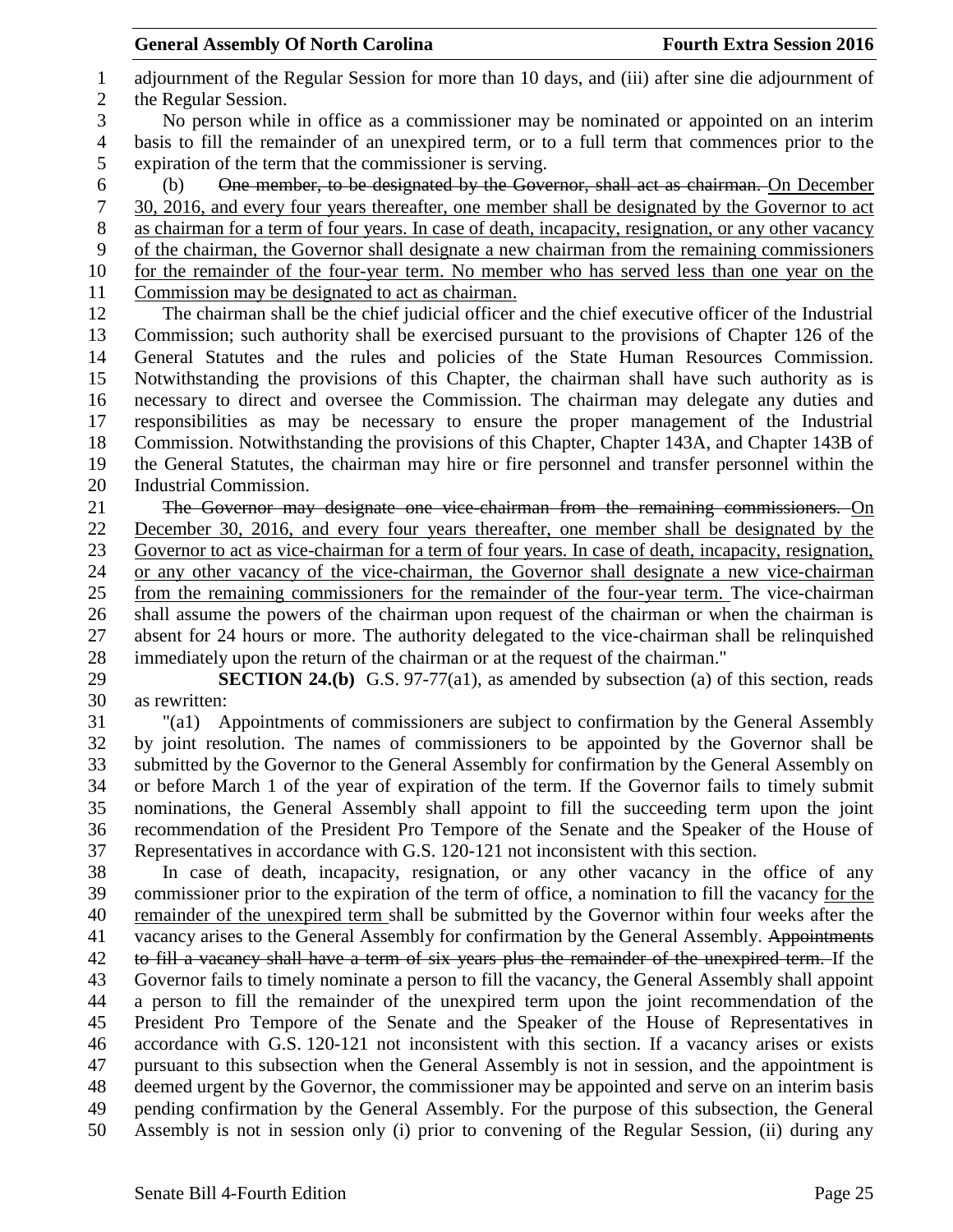adjournment of the Regular Session for more than 10 days, and (iii) after sine die adjournment of the Regular Session.

No person while in office as a commissioner may be nominated or appointed on an interim basis to fill the remainder of an unexpired term, or to a full term that commences prior to the expiration of the term that the commissioner is serving.

(b) ~~One member, to be designated by the Governor, shall act as chairman.~~ On December 30, 2016, and every four years thereafter, one member shall be designated by the Governor to act as chairman for a term of four years. In case of death, incapacity, resignation, or any other vacancy of the chairman, the Governor shall designate a new chairman from the remaining commissioners for the remainder of the four-year term. No member who has served less than one year on the Commission may be designated to act as chairman.

The chairman shall be the chief judicial officer and the chief executive officer of the Industrial Commission; such authority shall be exercised pursuant to the provisions of Chapter 126 of the General Statutes and the rules and policies of the State Human Resources Commission. Notwithstanding the provisions of this Chapter, the chairman shall have such authority as is necessary to direct and oversee the Commission. The chairman may delegate any duties and responsibilities as may be necessary to ensure the proper management of the Industrial Commission. Notwithstanding the provisions of this Chapter, Chapter 143A, and Chapter 143B of the General Statutes, the chairman may hire or fire personnel and transfer personnel within the Industrial Commission.

~~The Governor may designate one vice-chairman from the remaining commissioners.~~ On December 30, 2016, and every four years thereafter, one member shall be designated by the Governor to act as vice-chairman for a term of four years. In case of death, incapacity, resignation, or any other vacancy of the vice-chairman, the Governor shall designate a new vice-chairman from the remaining commissioners for the remainder of the four-year term. The vice-chairman shall assume the powers of the chairman upon request of the chairman or when the chairman is absent for 24 hours or more. The authority delegated to the vice-chairman shall be relinquished immediately upon the return of the chairman or at the request of the chairman."

**SECTION 24.(b)** G.S. 97-77(a1), as amended by subsection (a) of this section, reads as rewritten:

"(a1) Appointments of commissioners are subject to confirmation by the General Assembly by joint resolution. The names of commissioners to be appointed by the Governor shall be submitted by the Governor to the General Assembly for confirmation by the General Assembly on or before March 1 of the year of expiration of the term. If the Governor fails to submit nominations, the General Assembly shall appoint to fill the succeeding term upon the joint recommendation of the President Pro Tempore of the Senate and the Speaker of the House of Representatives in accordance with G.S. 120-121 not inconsistent with this section.

In case of death, incapacity, resignation, or any other vacancy in the office of any commissioner prior to the expiration of the term of office, a nomination to fill the vacancy for the remainder of the unexpired term shall be submitted by the Governor within four weeks after the vacancy arises to the General Assembly for confirmation by the General Assembly. ~~Appointments to fill a vacancy shall have a term of six years plus the remainder of the unexpired term.~~ If the Governor fails to timely nominate a person to fill the vacancy, the General Assembly shall appoint a person to fill the remainder of the unexpired term upon the joint recommendation of the President Pro Tempore of the Senate and the Speaker of the House of Representatives in accordance with G.S. 120-121 not inconsistent with this section. If a vacancy arises or exists pursuant to this subsection when the General Assembly is not in session, and the appointment is deemed urgent by the Governor, the commissioner may be appointed and serve on an interim basis pending confirmation by the General Assembly. For the purpose of this subsection, the General Assembly is not in session only (i) prior to convening of the Regular Session, (ii) during any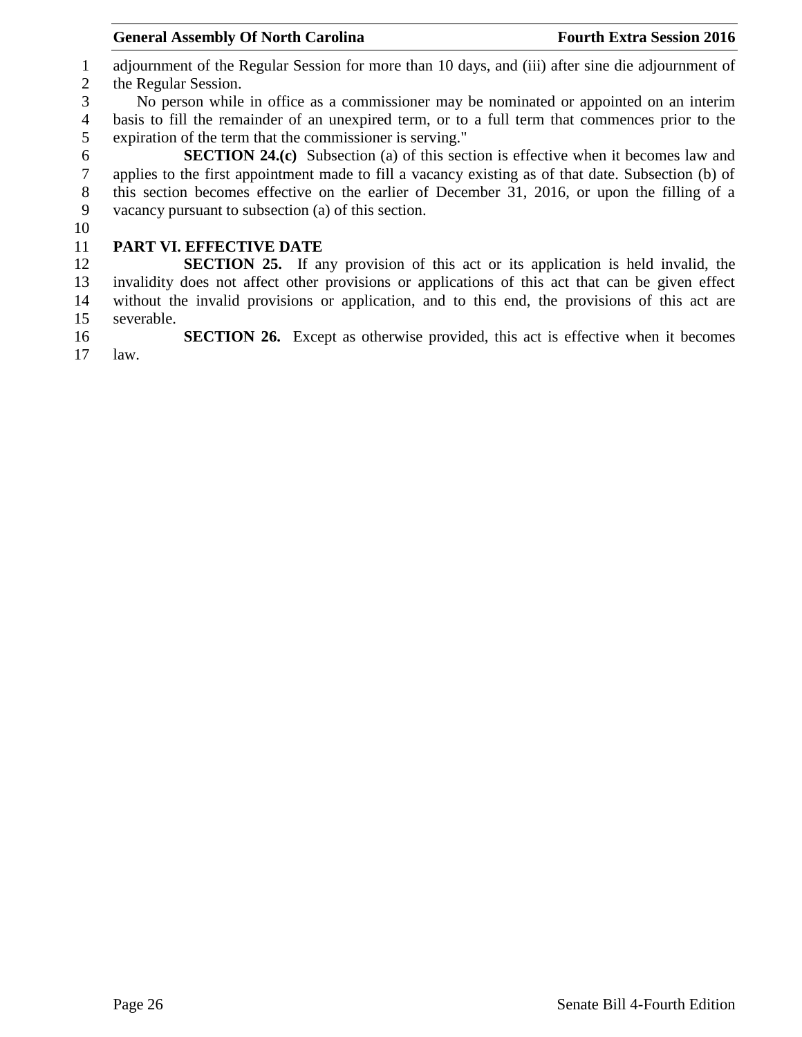adjournment of the Regular Session for more than 10 days, and (iii) after sine die adjournment of the Regular Session.

No person while in office as a commissioner may be nominated or appointed on an interim basis to fill the remainder of an unexpired term, or to a full term that commences prior to the expiration of the term that the commissioner is serving."

**SECTION 24.(c)** Subsection (a) of this section is effective when it becomes law and applies to the first appointment made to fill a vacancy existing as of that date. Subsection (b) of this section becomes effective on the earlier of December 31, 2016, or upon the filling of a vacancy pursuant to subsection (a) of this section.

**PART VI. EFFECTIVE DATE**

**SECTION 25.** If any provision of this act or its application is held invalid, the invalidity does not affect other provisions or applications of this act that can be given effect without the invalid provisions or application, and to this end, the provisions of this act are severable.

**SECTION 26.** Except as otherwise provided, this act is effective when it becomes law.